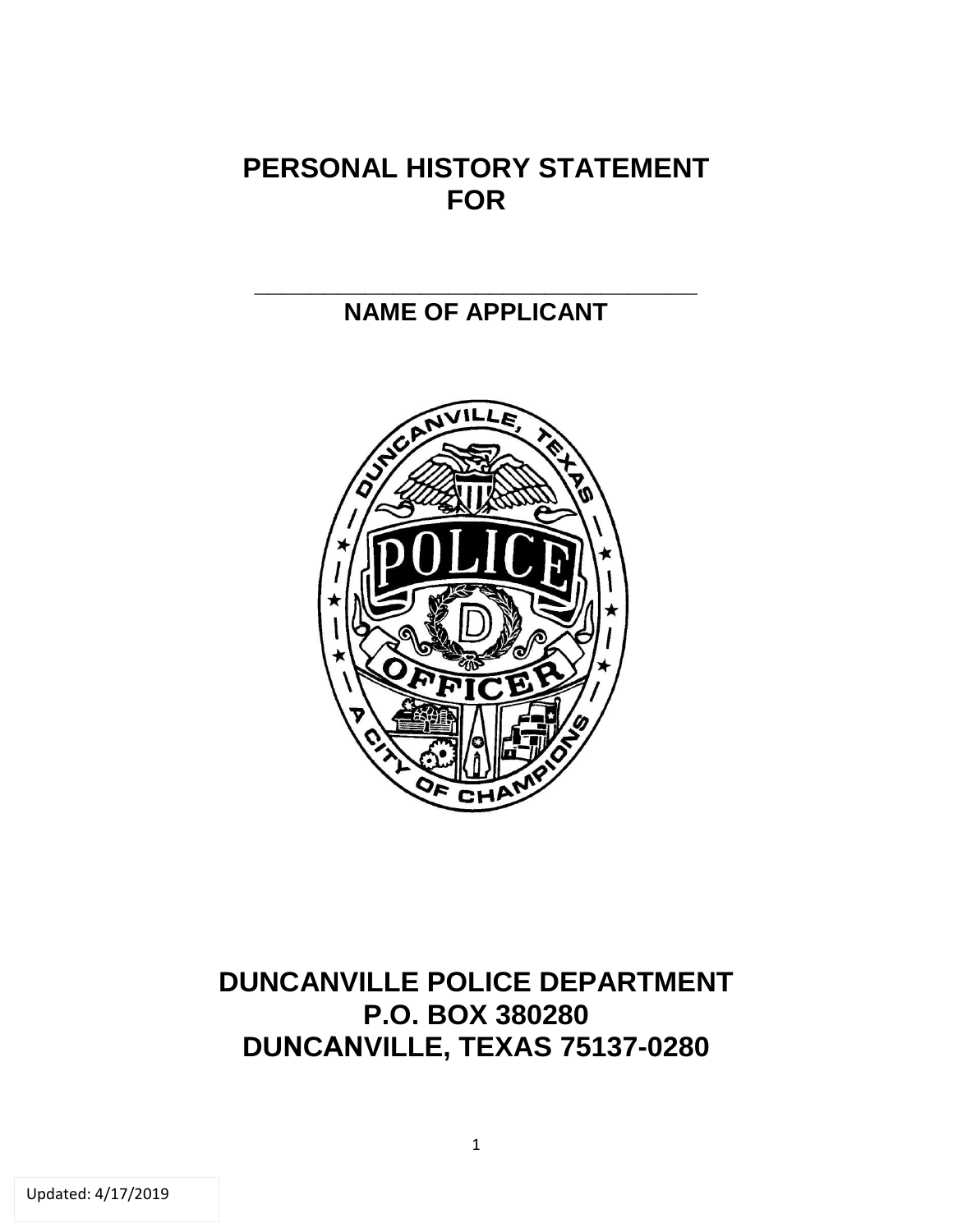# PERSONAL HISTORY STATEMENT FOR

\_\_\_\_\_\_\_\_\_\_\_\_\_\_\_\_\_\_\_\_\_\_\_\_\_\_\_\_\_\_\_\_\_\_\_\_\_\_\_\_

**NAME OF APPLICANT**

## DUNCANVILLE POLICE DEPARTMENT
## P.O. BOX 380280
## DUNCANVILLE, TEXAS 75137-0280

Updated: 4/17/2019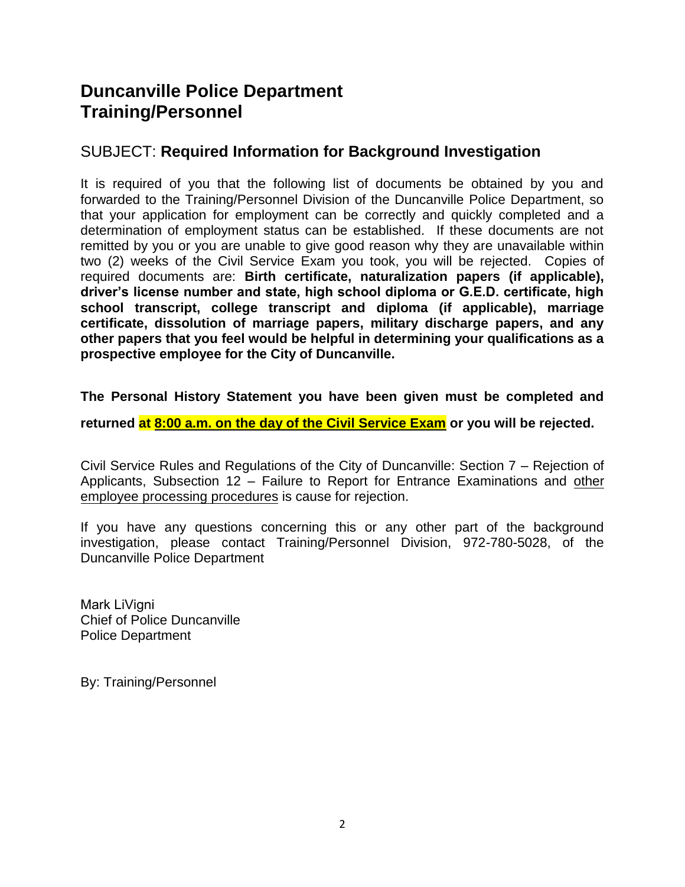# Duncanville Police Department
# Training/Personnel

## SUBJECT: **Required Information for Background Investigation**

It is required of you that the following list of documents be obtained by you and forwarded to the Training/Personnel Division of the Duncanville Police Department, so that your application for employment can be correctly and quickly completed and a determination of employment status can be established. If these documents are not remitted by you or you are unable to give good reason why they are unavailable within two (2) weeks of the Civil Service Exam you took, you will be rejected. Copies of required documents are: **Birth certificate, naturalization papers (if applicable), driver's license number and state, high school diploma or G.E.D. certificate, high school transcript, college transcript and diploma (if applicable), marriage certificate, dissolution of marriage papers, military discharge papers, and any other papers that you feel would be helpful in determining your qualifications as a prospective employee for the City of Duncanville.**

**The Personal History Statement you have been given must be completed and returned at <u>8:00 a.m. on the day of the Civil Service Exam</u> or you will be rejected.**

Civil Service Rules and Regulations of the City of Duncanville: Section 7 – Rejection of Applicants, Subsection 12 – Failure to Report for Entrance Examinations and <u>other employee processing procedures</u> is cause for rejection.

If you have any questions concerning this or any other part of the background investigation, please contact Training/Personnel Division, 972-780-5028, of the Duncanville Police Department

Mark LiVigni
Chief of Police Duncanville
Police Department

By: Training/Personnel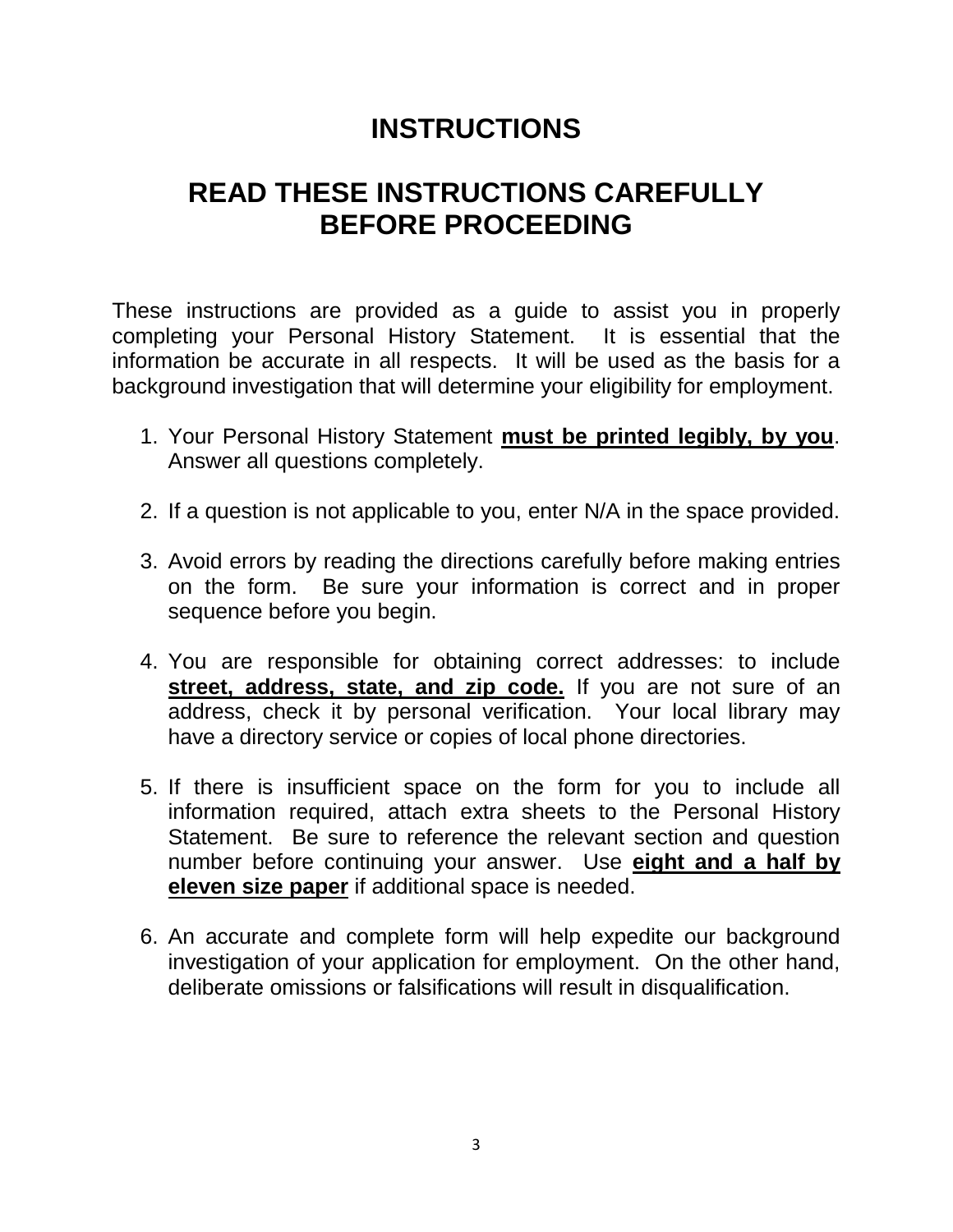# INSTRUCTIONS

## READ THESE INSTRUCTIONS CAREFULLY BEFORE PROCEEDING

These instructions are provided as a guide to assist you in properly completing your Personal History Statement. It is essential that the information be accurate in all respects. It will be used as the basis for a background investigation that will determine your eligibility for employment.

1. Your Personal History Statement **must be printed legibly, by you**. Answer all questions completely.

2. If a question is not applicable to you, enter N/A in the space provided.

3. Avoid errors by reading the directions carefully before making entries on the form. Be sure your information is correct and in proper sequence before you begin.

4. You are responsible for obtaining correct addresses: to include **street, address, state, and zip code.** If you are not sure of an address, check it by personal verification. Your local library may have a directory service or copies of local phone directories.

5. If there is insufficient space on the form for you to include all information required, attach extra sheets to the Personal History Statement. Be sure to reference the relevant section and question number before continuing your answer. Use **eight and a half by eleven size paper** if additional space is needed.

6. An accurate and complete form will help expedite our background investigation of your application for employment. On the other hand, deliberate omissions or falsifications will result in disqualification.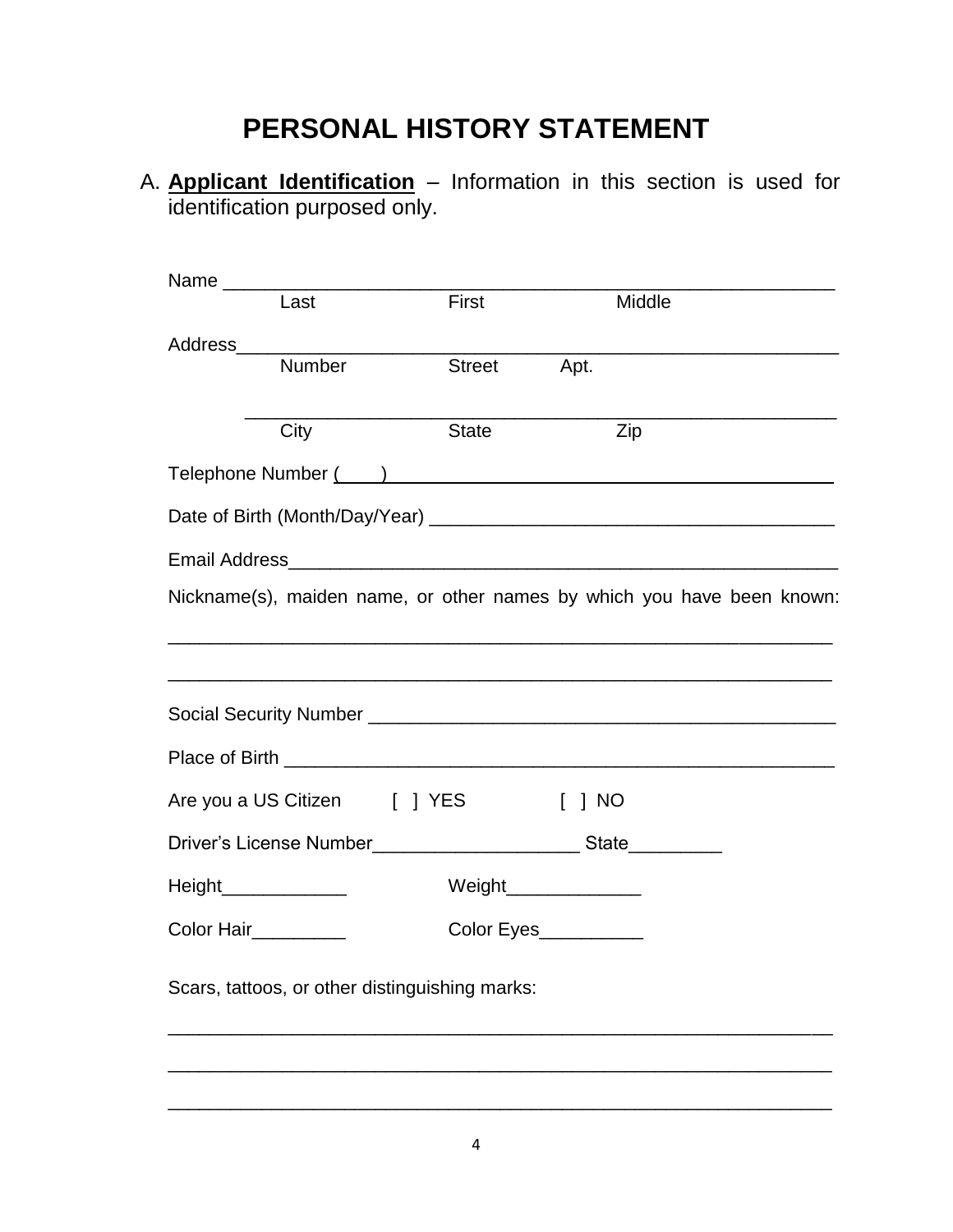# PERSONAL HISTORY STATEMENT

A. **Applicant Identification** – Information in this section is used for identification purposed only.

Name ________________________________________________________
Last                    First                    Middle

Address______________________________________________________
Number                  Street          Apt.

_____________________________________________________________
City                    State                    Zip

Telephone Number (____)______________________________________

Date of Birth (Month/Day/Year) _______________________________

Email Address_________________________________________________

Nickname(s), maiden name, or other names by which you have been known:

_____________________________________________________________

_____________________________________________________________

Social Security Number _______________________________________

Place of Birth _______________________________________________

Are you a US Citizen    [ ] YES    [ ] NO

Driver's License Number____________________ State_________

Height____________    Weight_____________

Color Hair_________    Color Eyes__________

Scars, tattoos, or other distinguishing marks:

_____________________________________________________________

_____________________________________________________________

_____________________________________________________________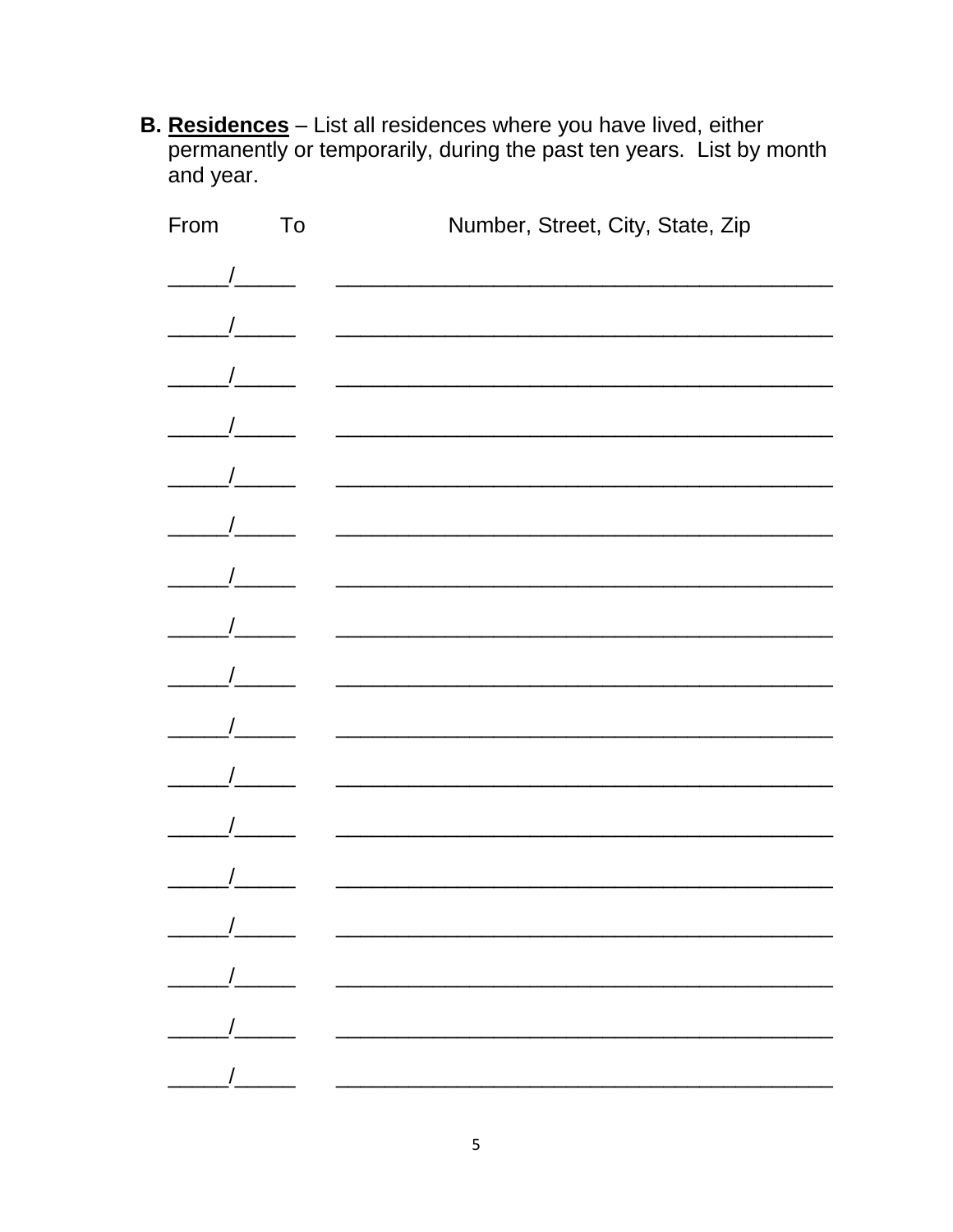**B. <u>Residences</u>** – List all residences where you have lived, either permanently or temporarily, during the past ten years. List by month and year.

| From | To | Number, Street, City, State, Zip |
| --- | --- | --- |
| _____/_____ | | _________________________________________ |
| _____/_____ | | _________________________________________ |
| _____/_____ | | _________________________________________ |
| _____/_____ | | _________________________________________ |
| _____/_____ | | _________________________________________ |
| _____/_____ | | _________________________________________ |
| _____/_____ | | _________________________________________ |
| _____/_____ | | _________________________________________ |
| _____/_____ | | _________________________________________ |
| _____/_____ | | _________________________________________ |
| _____/_____ | | _________________________________________ |
| _____/_____ | | _________________________________________ |
| _____/_____ | | _________________________________________ |
| _____/_____ | | _________________________________________ |
| _____/_____ | | _________________________________________ |
| _____/_____ | | _________________________________________ |
| _____/_____ | | _________________________________________ |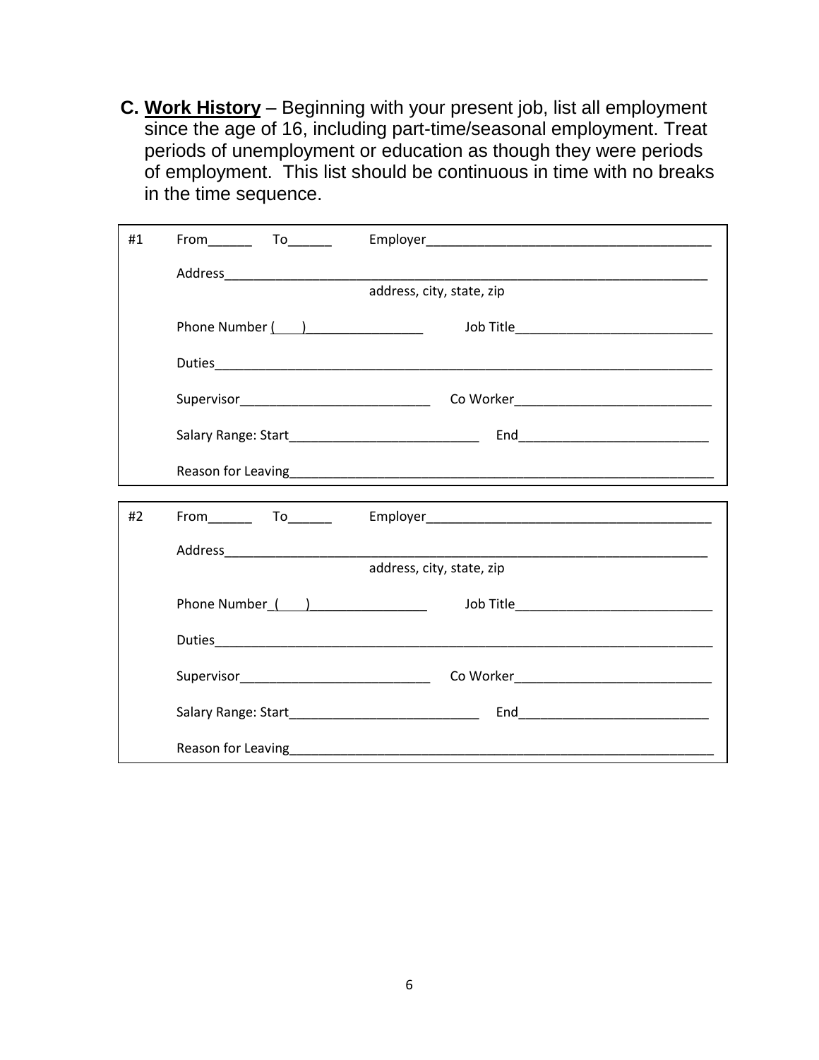**C. <u>Work History</u>** – Beginning with your present job, list all employment since the age of 16, including part-time/seasonal employment. Treat periods of unemployment or education as though they were periods of employment. This list should be continuous in time with no breaks in the time sequence.

| | |
|---|---|
| #1 | From______ To______ Employer________________________________________ |
| | Address__________________________________________________________________ |
| | address, city, state, zip |
| | Phone Number (    )________________ Job Title____________________________ |
| | Duties___________________________________________________________________ |
| | Supervisor___________________________ Co Worker___________________________ |
| | Salary Range: Start___________________________ End___________________________ |
| | Reason for Leaving_______________________________________________________ |

| | |
|---|---|
| #2 | From______ To______ Employer________________________________________ |
| | Address__________________________________________________________________ |
| | address, city, state, zip |
| | Phone Number_(    )________________ Job Title____________________________ |
| | Duties___________________________________________________________________ |
| | Supervisor___________________________ Co Worker___________________________ |
| | Salary Range: Start___________________________ End___________________________ |
| | Reason for Leaving_______________________________________________________ |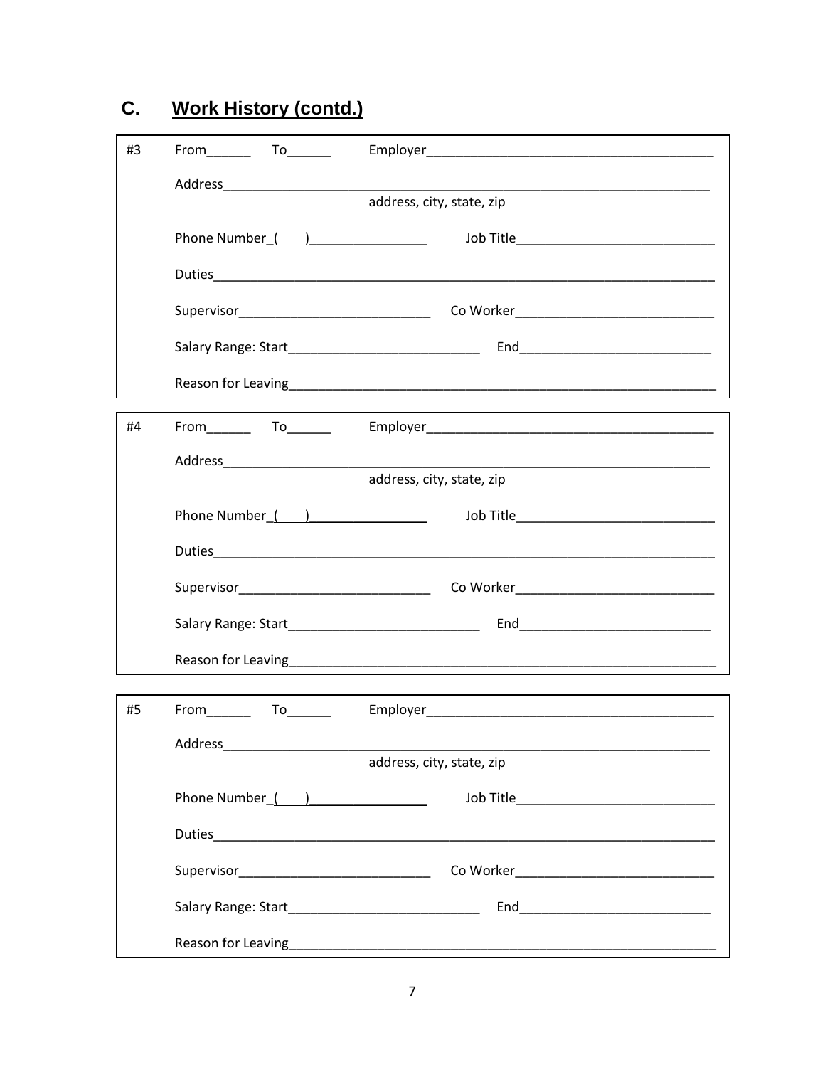## C. Work History (contd.)

#3 From______ To______ Employer________________________________________

Address__________________________________________________________________

address, city, state, zip

Phone Number (   )________________ Job Title___________________________

Duties___________________________________________________________________

Supervisor__________________________ Co Worker___________________________

Salary Range: Start__________________________ End__________________________

Reason for Leaving_______________________________________________________

#4 From______ To______ Employer________________________________________

Address__________________________________________________________________

address, city, state, zip

Phone Number (   )________________ Job Title___________________________

Duties___________________________________________________________________

Supervisor__________________________ Co Worker___________________________

Salary Range: Start__________________________ End__________________________

Reason for Leaving_______________________________________________________

#5 From______ To______ Employer________________________________________

Address__________________________________________________________________

address, city, state, zip

Phone Number (   )________________ Job Title___________________________

Duties___________________________________________________________________

Supervisor__________________________ Co Worker___________________________

Salary Range: Start__________________________ End__________________________

Reason for Leaving_______________________________________________________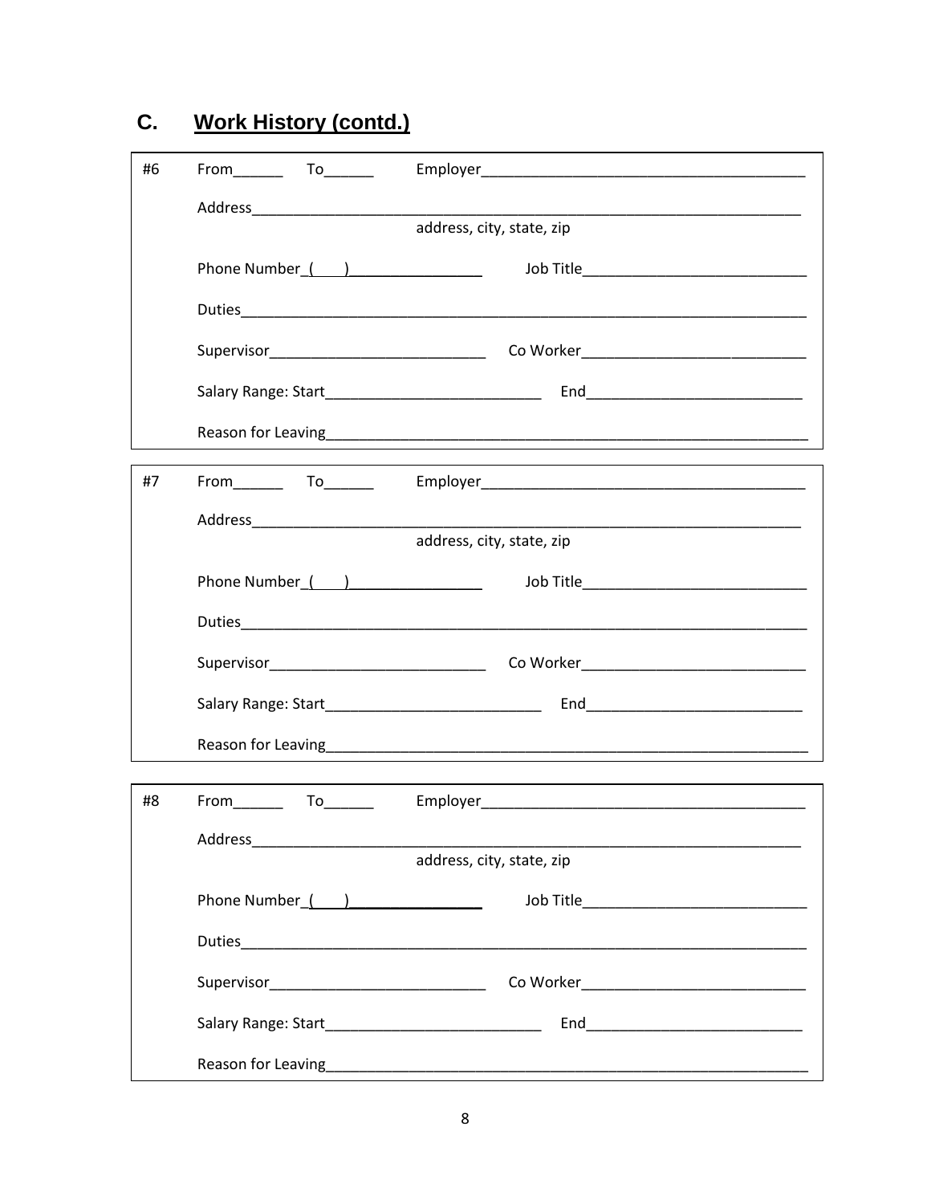## C. Work History (contd.)

#6 From______ To______ Employer________________________________________

Address_____________________________________________________________________
address, city, state, zip

Phone Number (    )_______________ Job Title___________________________

Duties______________________________________________________________________

Supervisor__________________________ Co Worker___________________________

Salary Range: Start__________________________ End__________________________

Reason for Leaving____________________________________________________________

#7 From______ To______ Employer________________________________________

Address_____________________________________________________________________
address, city, state, zip

Phone Number (    )_______________ Job Title___________________________

Duties______________________________________________________________________

Supervisor__________________________ Co Worker___________________________

Salary Range: Start__________________________ End__________________________

Reason for Leaving____________________________________________________________

#8 From______ To______ Employer________________________________________

Address_____________________________________________________________________
address, city, state, zip

Phone Number (    )_______________ Job Title___________________________

Duties______________________________________________________________________

Supervisor__________________________ Co Worker___________________________

Salary Range: Start__________________________ End__________________________

Reason for Leaving____________________________________________________________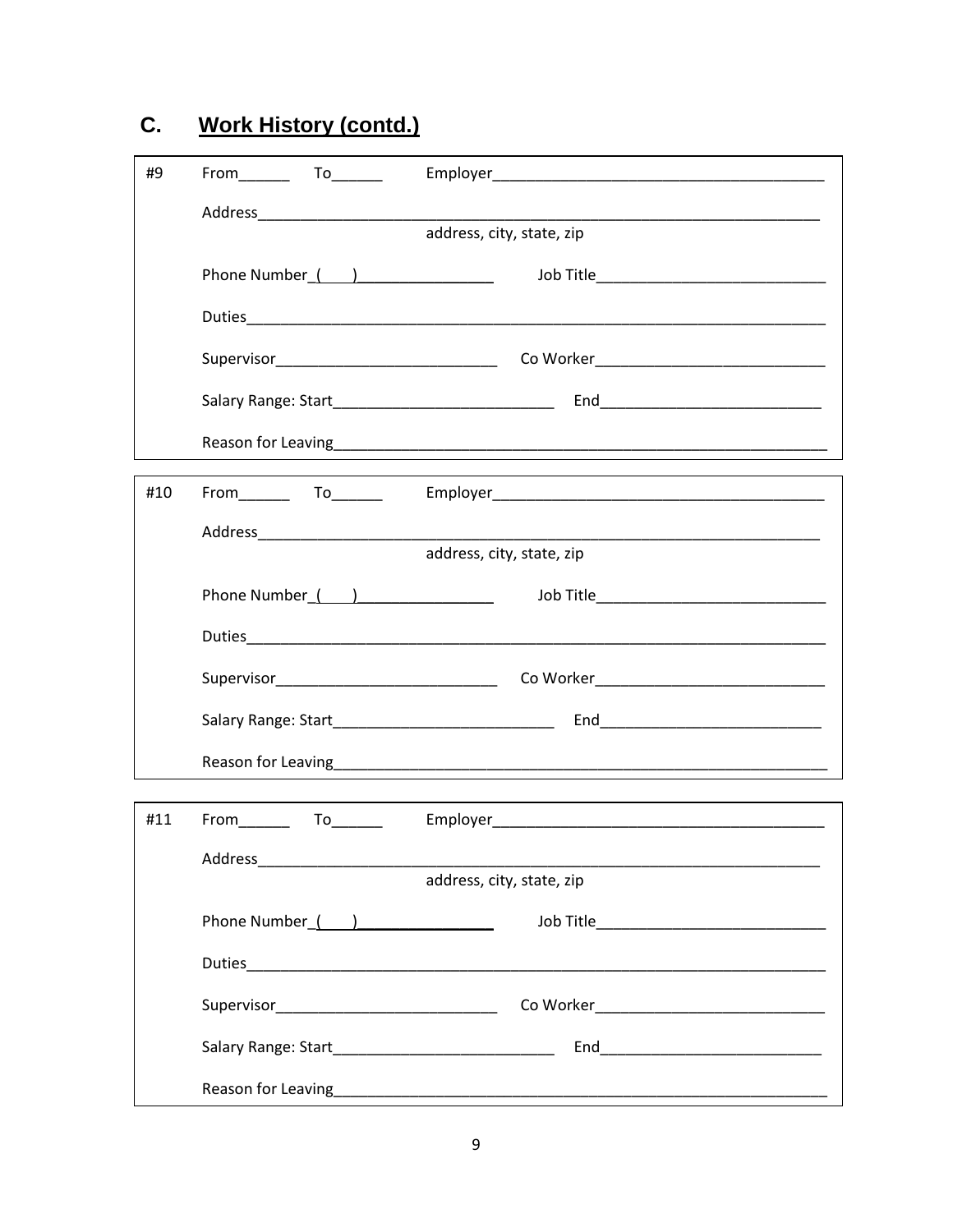## C. Work History (contd.)

#9 From______ To______ Employer________________________________________

Address_____________________________________________________________________
address, city, state, zip

Phone Number_(    )_________________ Job Title____________________________

Duties______________________________________________________________________

Supervisor___________________________ Co Worker____________________________

Salary Range: Start___________________________ End___________________________

Reason for Leaving_____________________________________________________________

#10 From______ To______ Employer________________________________________

Address_____________________________________________________________________
address, city, state, zip

Phone Number_(    )_________________ Job Title____________________________

Duties______________________________________________________________________

Supervisor___________________________ Co Worker____________________________

Salary Range: Start___________________________ End___________________________

Reason for Leaving_____________________________________________________________

#11 From______ To______ Employer________________________________________

Address_____________________________________________________________________
address, city, state, zip

Phone Number_(    )_________________ Job Title____________________________

Duties______________________________________________________________________

Supervisor___________________________ Co Worker____________________________

Salary Range: Start___________________________ End___________________________

Reason for Leaving_____________________________________________________________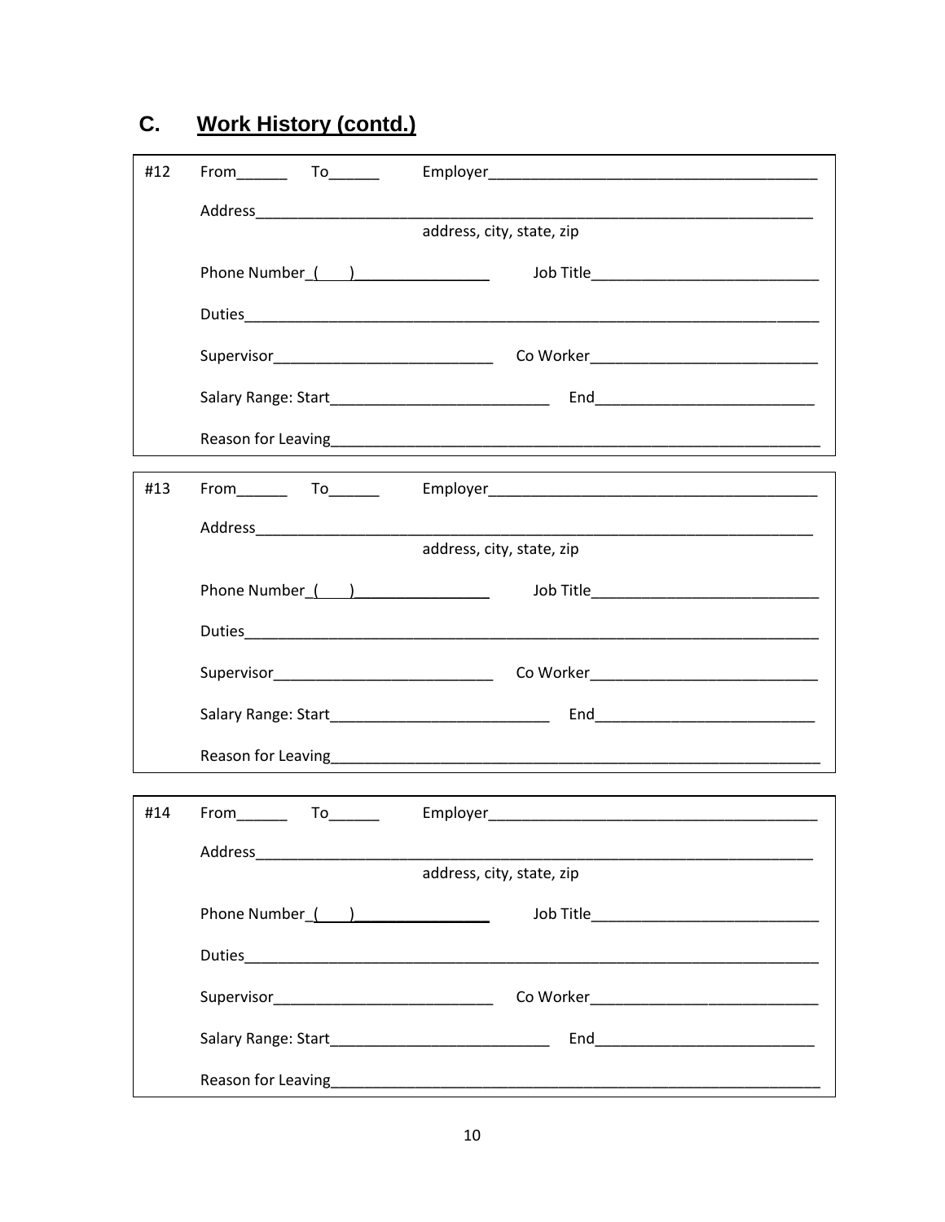## C. Work History (contd.)

#12 From______ To______ Employer________________________________________

Address______________________________________________________________________
address, city, state, zip

Phone Number_(____)________________ Job Title____________________________

Duties_______________________________________________________________________

Supervisor___________________________ Co Worker____________________________

Salary Range: Start___________________________ End___________________________

Reason for Leaving___________________________________________________________

---

#13 From______ To______ Employer________________________________________

Address______________________________________________________________________
address, city, state, zip

Phone Number_(____)________________ Job Title____________________________

Duties_______________________________________________________________________

Supervisor___________________________ Co Worker____________________________

Salary Range: Start___________________________ End___________________________

Reason for Leaving___________________________________________________________

---

#14 From______ To______ Employer________________________________________

Address______________________________________________________________________
address, city, state, zip

Phone Number_(____)________________ Job Title____________________________

Duties_______________________________________________________________________

Supervisor___________________________ Co Worker____________________________

Salary Range: Start___________________________ End___________________________

Reason for Leaving___________________________________________________________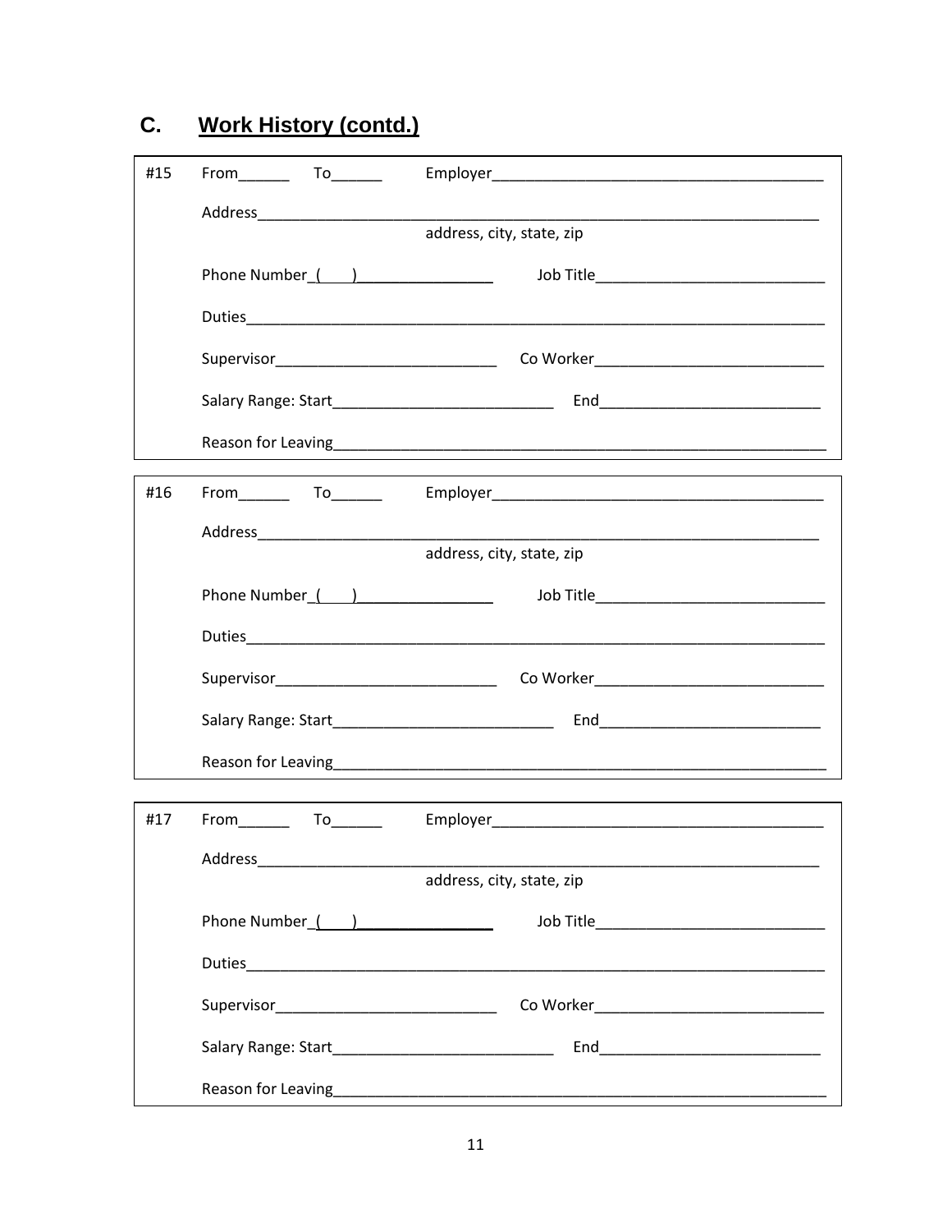## C. Work History (contd.)

#15 From______ To______ Employer_______________________________________

Address_______________________________________________________________
address, city, state, zip

Phone Number_(    )________________ Job Title___________________________

Duties________________________________________________________________

Supervisor__________________________ Co Worker___________________________

Salary Range: Start__________________________ End__________________________

Reason for Leaving____________________________________________________

---

#16 From______ To______ Employer_______________________________________

Address_______________________________________________________________
address, city, state, zip

Phone Number_(    )________________ Job Title___________________________

Duties________________________________________________________________

Supervisor__________________________ Co Worker___________________________

Salary Range: Start__________________________ End__________________________

Reason for Leaving____________________________________________________

---

#17 From______ To______ Employer_______________________________________

Address_______________________________________________________________
address, city, state, zip

Phone Number_(    )________________ Job Title___________________________

Duties________________________________________________________________

Supervisor__________________________ Co Worker___________________________

Salary Range: Start__________________________ End__________________________

Reason for Leaving____________________________________________________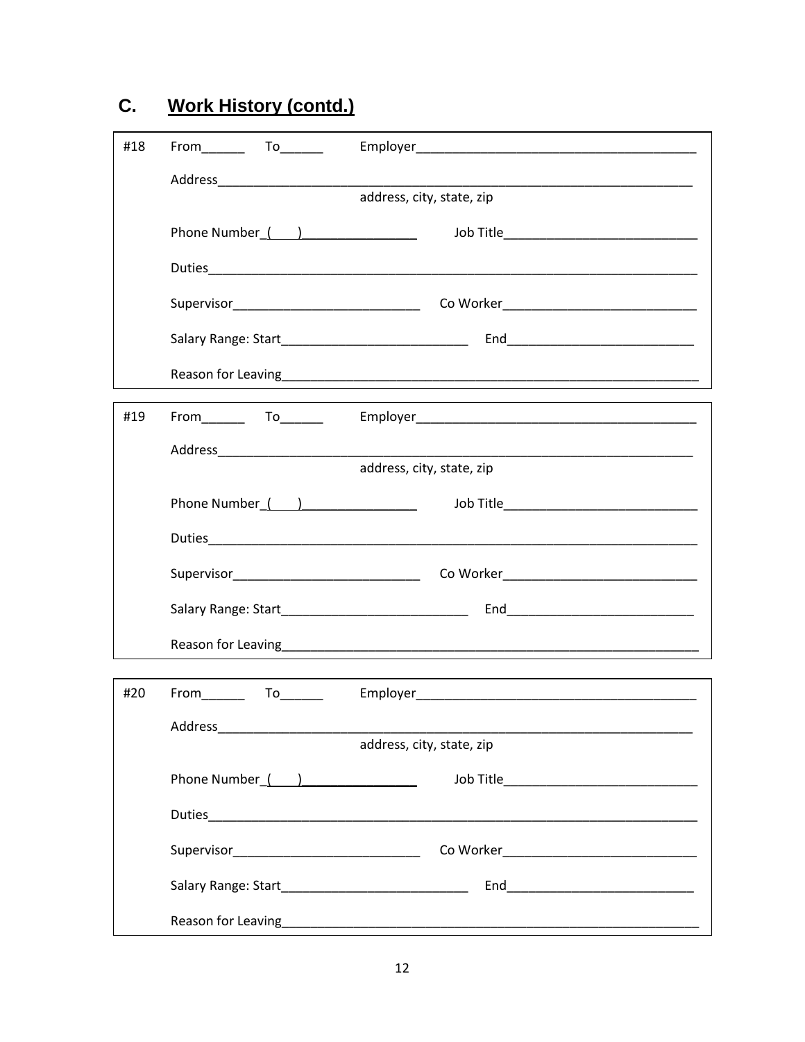## C. Work History (contd.)

#18 From______ To______ Employer________________________________________

Address____________________________________________________________________
address, city, state, zip

Phone Number_(    )________________ Job Title___________________________

Duties_______________________________________________________________________

Supervisor__________________________ Co Worker___________________________

Salary Range: Start__________________________ End__________________________

Reason for Leaving___________________________________________________________

#19 From______ To______ Employer________________________________________

Address____________________________________________________________________
address, city, state, zip

Phone Number_(    )________________ Job Title___________________________

Duties_______________________________________________________________________

Supervisor__________________________ Co Worker___________________________

Salary Range: Start__________________________ End__________________________

Reason for Leaving___________________________________________________________

#20 From______ To______ Employer________________________________________

Address____________________________________________________________________
address, city, state, zip

Phone Number_(    )________________ Job Title___________________________

Duties_______________________________________________________________________

Supervisor__________________________ Co Worker___________________________

Salary Range: Start__________________________ End__________________________

Reason for Leaving___________________________________________________________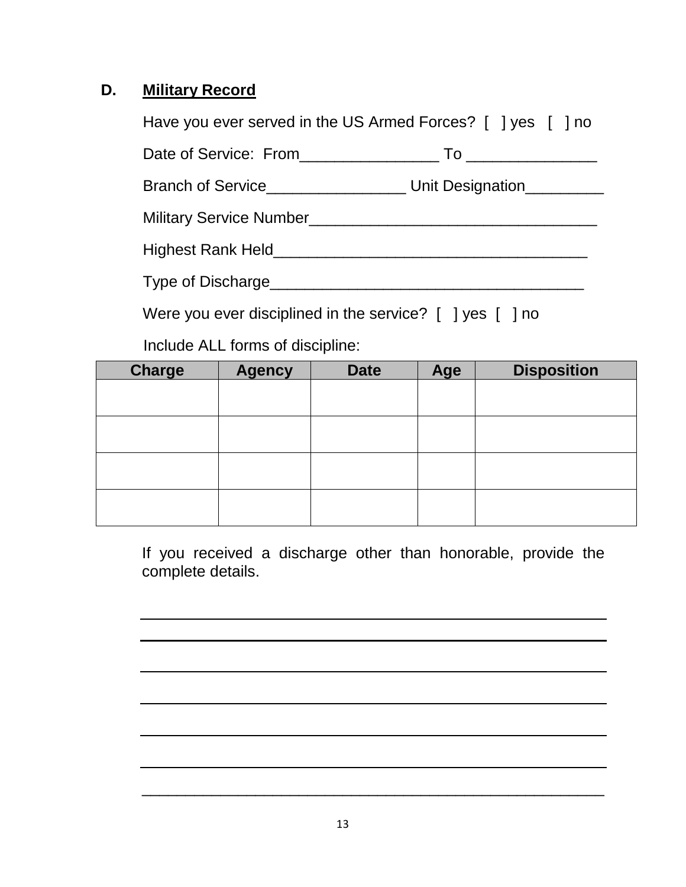## D. Military Record

Have you ever served in the US Armed Forces? [ ] yes [ ] no

Date of Service: From________________ To _______________

Branch of Service________________ Unit Designation_________

Military Service Number_________________________________

Highest Rank Held____________________________________

Type of Discharge____________________________________

Were you ever disciplined in the service? [ ] yes [ ] no

Include ALL forms of discipline:

| Charge | Agency | Date | Age | Disposition |
|---|---|---|---|---|
| | | | | |
| | | | | |
| | | | | |
| | | | | |

If you received a discharge other than honorable, provide the complete details.

______________________________________________________

______________________________________________________

______________________________________________________

______________________________________________________

______________________________________________________

______________________________________________________

______________________________________________________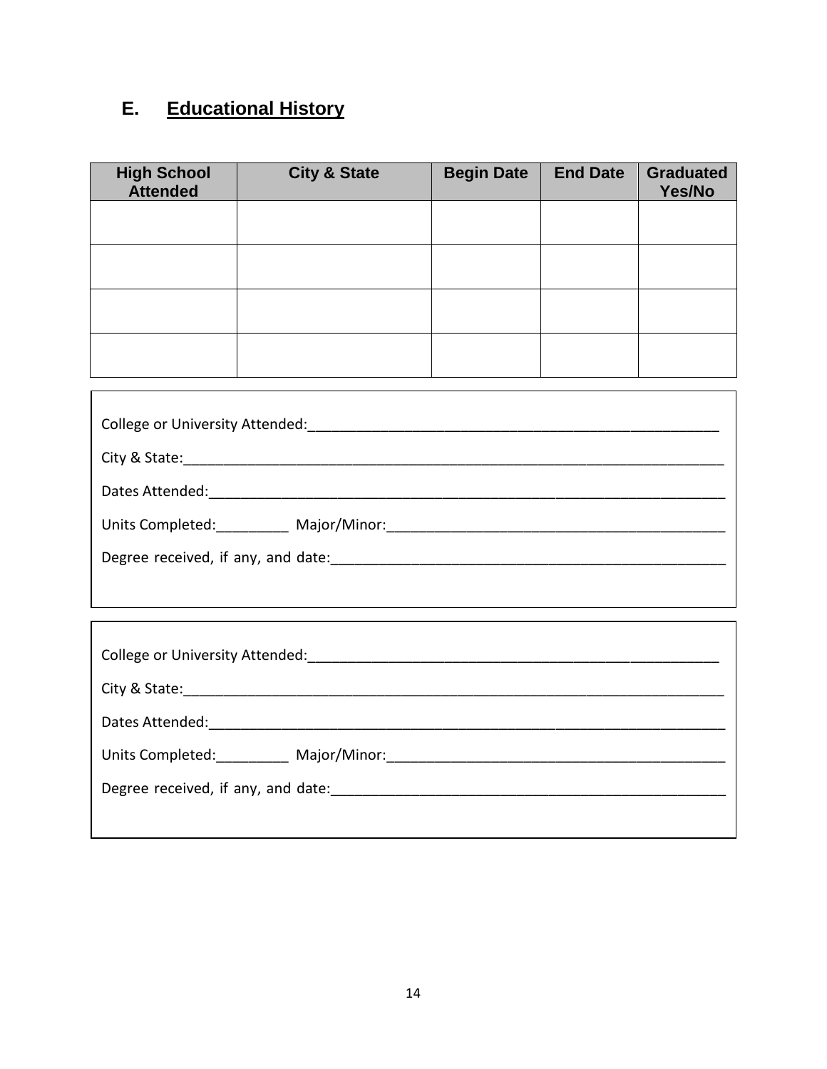## E. Educational History

| High School Attended | City & State | Begin Date | End Date | Graduated Yes/No |
|---|---|---|---|---|
| | | | | |
| | | | | |
| | | | | |
| | | | | |

College or University Attended:_______________________________________________________

City & State:_______________________________________________________________________

Dates Attended:_____________________________________________________________________

Units Completed:_________ Major/Minor:___________________________________________

Degree received, if any, and date:___________________________________________________

College or University Attended:_______________________________________________________

City & State:_______________________________________________________________________

Dates Attended:_____________________________________________________________________

Units Completed:_________ Major/Minor:___________________________________________

Degree received, if any, and date:___________________________________________________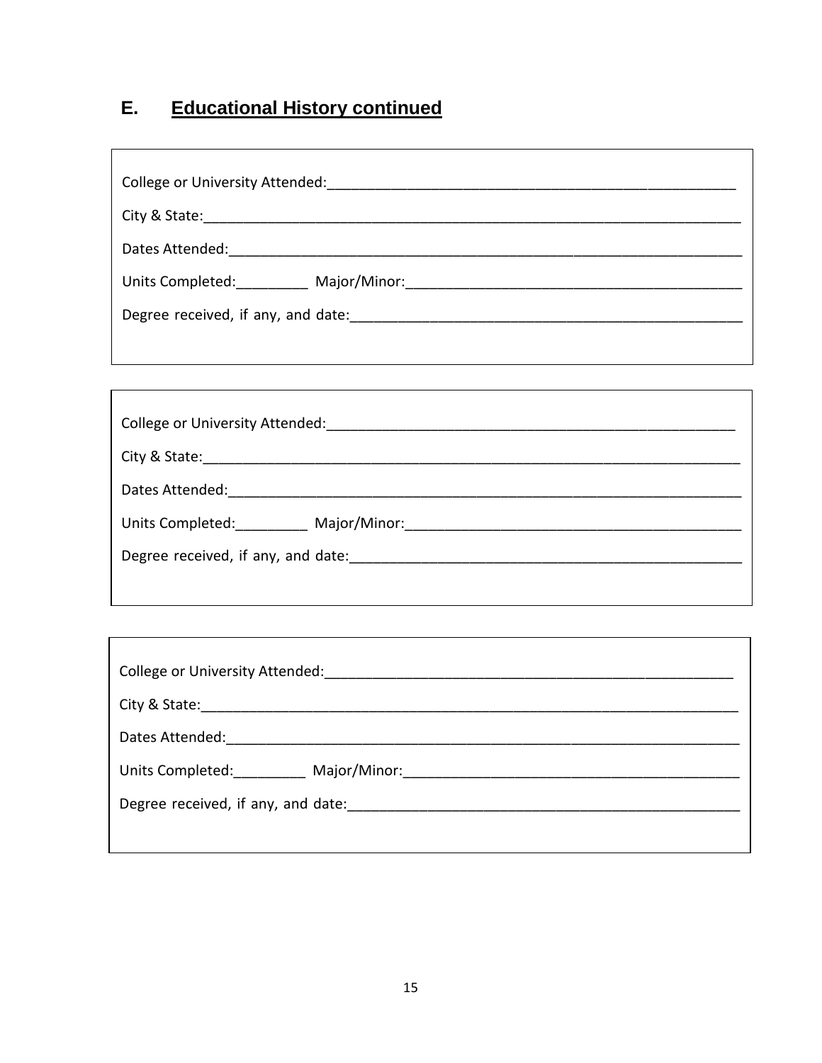## E. Educational History continued

College or University Attended:\_\_\_\_\_\_\_\_\_\_\_\_\_\_\_\_\_\_\_\_\_\_\_\_\_\_\_\_\_\_\_\_\_\_\_\_\_\_\_\_\_\_\_\_\_\_\_\_\_\_

City & State:\_\_\_\_\_\_\_\_\_\_\_\_\_\_\_\_\_\_\_\_\_\_\_\_\_\_\_\_\_\_\_\_\_\_\_\_\_\_\_\_\_\_\_\_\_\_\_\_\_\_\_\_\_\_\_\_\_\_\_\_\_\_\_\_\_\_

Dates Attended:\_\_\_\_\_\_\_\_\_\_\_\_\_\_\_\_\_\_\_\_\_\_\_\_\_\_\_\_\_\_\_\_\_\_\_\_\_\_\_\_\_\_\_\_\_\_\_\_\_\_\_\_\_\_\_\_\_\_\_\_\_\_\_\_

Units Completed:\_\_\_\_\_\_\_\_\_ Major/Minor:\_\_\_\_\_\_\_\_\_\_\_\_\_\_\_\_\_\_\_\_\_\_\_\_\_\_\_\_\_\_\_\_\_\_\_\_\_\_\_\_\_\_

Degree received, if any, and date:\_\_\_\_\_\_\_\_\_\_\_\_\_\_\_\_\_\_\_\_\_\_\_\_\_\_\_\_\_\_\_\_\_\_\_\_\_\_\_\_\_\_\_\_\_\_\_\_\_\_

---

College or University Attended:\_\_\_\_\_\_\_\_\_\_\_\_\_\_\_\_\_\_\_\_\_\_\_\_\_\_\_\_\_\_\_\_\_\_\_\_\_\_\_\_\_\_\_\_\_\_\_\_\_\_

City & State:\_\_\_\_\_\_\_\_\_\_\_\_\_\_\_\_\_\_\_\_\_\_\_\_\_\_\_\_\_\_\_\_\_\_\_\_\_\_\_\_\_\_\_\_\_\_\_\_\_\_\_\_\_\_\_\_\_\_\_\_\_\_\_\_\_\_

Dates Attended:\_\_\_\_\_\_\_\_\_\_\_\_\_\_\_\_\_\_\_\_\_\_\_\_\_\_\_\_\_\_\_\_\_\_\_\_\_\_\_\_\_\_\_\_\_\_\_\_\_\_\_\_\_\_\_\_\_\_\_\_\_\_\_\_

Units Completed:\_\_\_\_\_\_\_\_\_ Major/Minor:\_\_\_\_\_\_\_\_\_\_\_\_\_\_\_\_\_\_\_\_\_\_\_\_\_\_\_\_\_\_\_\_\_\_\_\_\_\_\_\_\_\_

Degree received, if any, and date:\_\_\_\_\_\_\_\_\_\_\_\_\_\_\_\_\_\_\_\_\_\_\_\_\_\_\_\_\_\_\_\_\_\_\_\_\_\_\_\_\_\_\_\_\_\_\_\_\_\_

---

College or University Attended:\_\_\_\_\_\_\_\_\_\_\_\_\_\_\_\_\_\_\_\_\_\_\_\_\_\_\_\_\_\_\_\_\_\_\_\_\_\_\_\_\_\_\_\_\_\_\_\_\_\_

City & State:\_\_\_\_\_\_\_\_\_\_\_\_\_\_\_\_\_\_\_\_\_\_\_\_\_\_\_\_\_\_\_\_\_\_\_\_\_\_\_\_\_\_\_\_\_\_\_\_\_\_\_\_\_\_\_\_\_\_\_\_\_\_\_\_\_\_

Dates Attended:\_\_\_\_\_\_\_\_\_\_\_\_\_\_\_\_\_\_\_\_\_\_\_\_\_\_\_\_\_\_\_\_\_\_\_\_\_\_\_\_\_\_\_\_\_\_\_\_\_\_\_\_\_\_\_\_\_\_\_\_\_\_\_\_

Units Completed:\_\_\_\_\_\_\_\_\_ Major/Minor:\_\_\_\_\_\_\_\_\_\_\_\_\_\_\_\_\_\_\_\_\_\_\_\_\_\_\_\_\_\_\_\_\_\_\_\_\_\_\_\_\_\_

Degree received, if any, and date:\_\_\_\_\_\_\_\_\_\_\_\_\_\_\_\_\_\_\_\_\_\_\_\_\_\_\_\_\_\_\_\_\_\_\_\_\_\_\_\_\_\_\_\_\_\_\_\_\_\_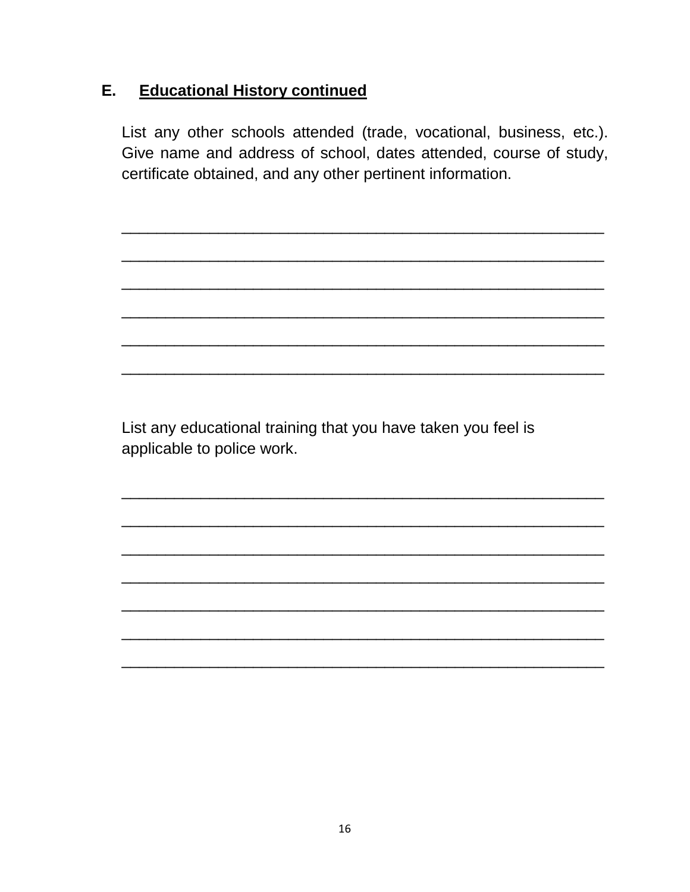## E. Educational History continued

List any other schools attended (trade, vocational, business, etc.). Give name and address of school, dates attended, course of study, certificate obtained, and any other pertinent information.

________________________________________________________________

________________________________________________________________

________________________________________________________________

________________________________________________________________

________________________________________________________________

________________________________________________________________

List any educational training that you have taken you feel is applicable to police work.

________________________________________________________________

________________________________________________________________

________________________________________________________________

________________________________________________________________

________________________________________________________________

________________________________________________________________

________________________________________________________________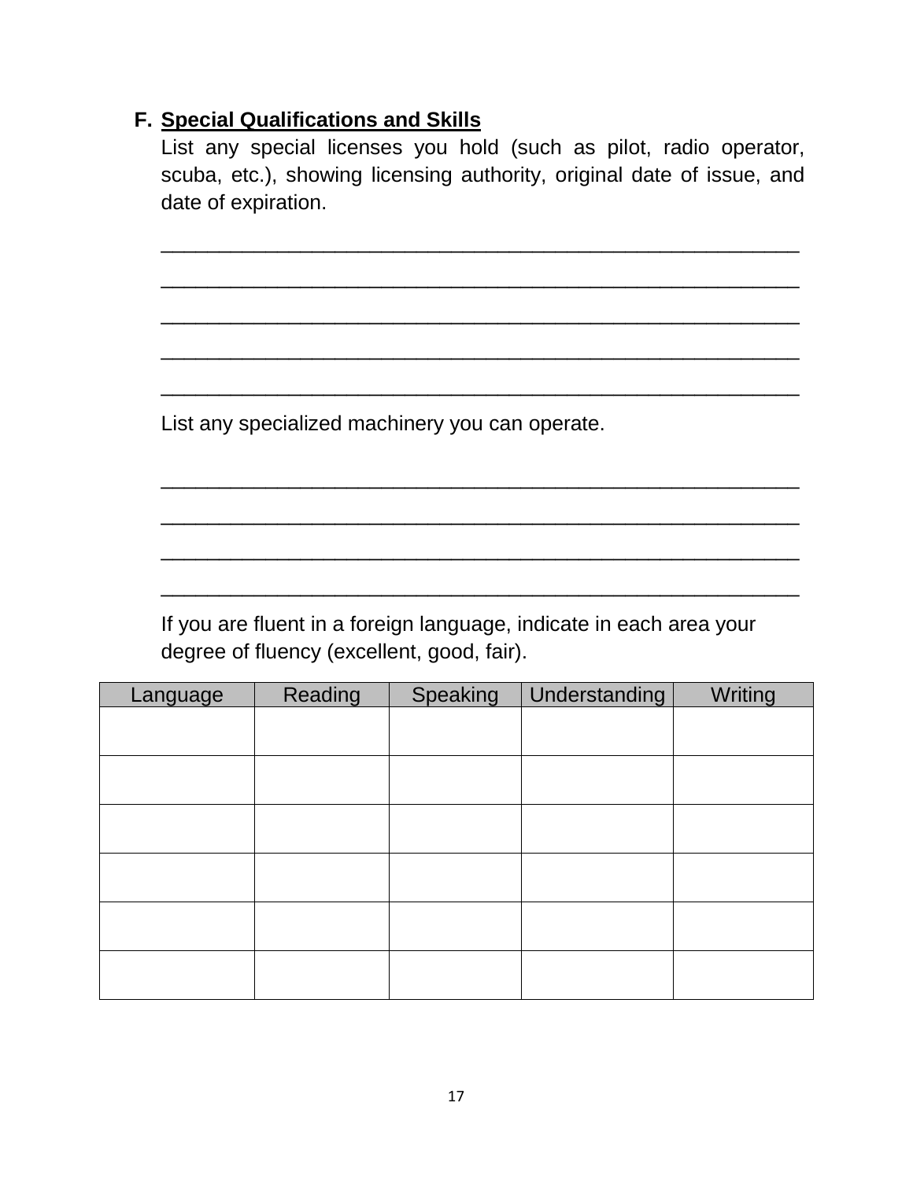**F. Special Qualifications and Skills**

List any special licenses you hold (such as pilot, radio operator, scuba, etc.), showing licensing authority, original date of issue, and date of expiration.

_______________________________________________________

_______________________________________________________

_______________________________________________________

_______________________________________________________

_______________________________________________________

List any specialized machinery you can operate.

_______________________________________________________

_______________________________________________________

_______________________________________________________

_______________________________________________________

If you are fluent in a foreign language, indicate in each area your degree of fluency (excellent, good, fair).

| Language | Reading | Speaking | Understanding | Writing |
|---|---|---|---|---|
| | | | | |
| | | | | |
| | | | | |
| | | | | |
| | | | | |
| | | | | |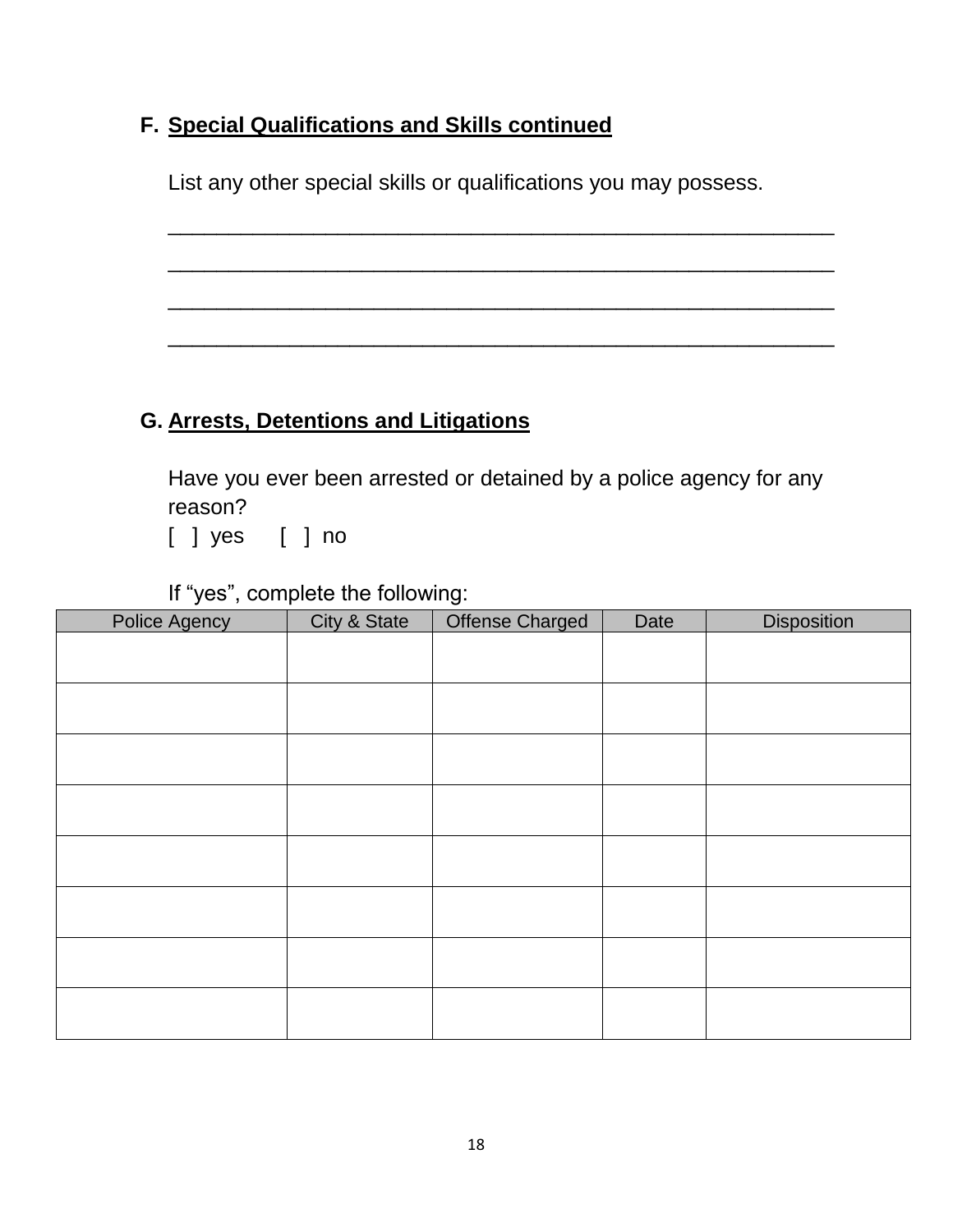## F. Special Qualifications and Skills continued

List any other special skills or qualifications you may possess.

\_\_\_\_\_\_\_\_\_\_\_\_\_\_\_\_\_\_\_\_\_\_\_\_\_\_\_\_\_\_\_\_\_\_\_\_\_\_\_\_\_\_\_\_\_\_\_\_\_\_\_\_\_\_\_\_

\_\_\_\_\_\_\_\_\_\_\_\_\_\_\_\_\_\_\_\_\_\_\_\_\_\_\_\_\_\_\_\_\_\_\_\_\_\_\_\_\_\_\_\_\_\_\_\_\_\_\_\_\_\_\_\_

\_\_\_\_\_\_\_\_\_\_\_\_\_\_\_\_\_\_\_\_\_\_\_\_\_\_\_\_\_\_\_\_\_\_\_\_\_\_\_\_\_\_\_\_\_\_\_\_\_\_\_\_\_\_\_\_

\_\_\_\_\_\_\_\_\_\_\_\_\_\_\_\_\_\_\_\_\_\_\_\_\_\_\_\_\_\_\_\_\_\_\_\_\_\_\_\_\_\_\_\_\_\_\_\_\_\_\_\_\_\_\_\_

## G. Arrests, Detentions and Litigations

Have you ever been arrested or detained by a police agency for any reason?

[ ] yes [ ] no

If "yes", complete the following:

| Police Agency | City & State | Offense Charged | Date | Disposition |
|---|---|---|---|---|
| | | | | |
| | | | | |
| | | | | |
| | | | | |
| | | | | |
| | | | | |
| | | | | |
| | | | | |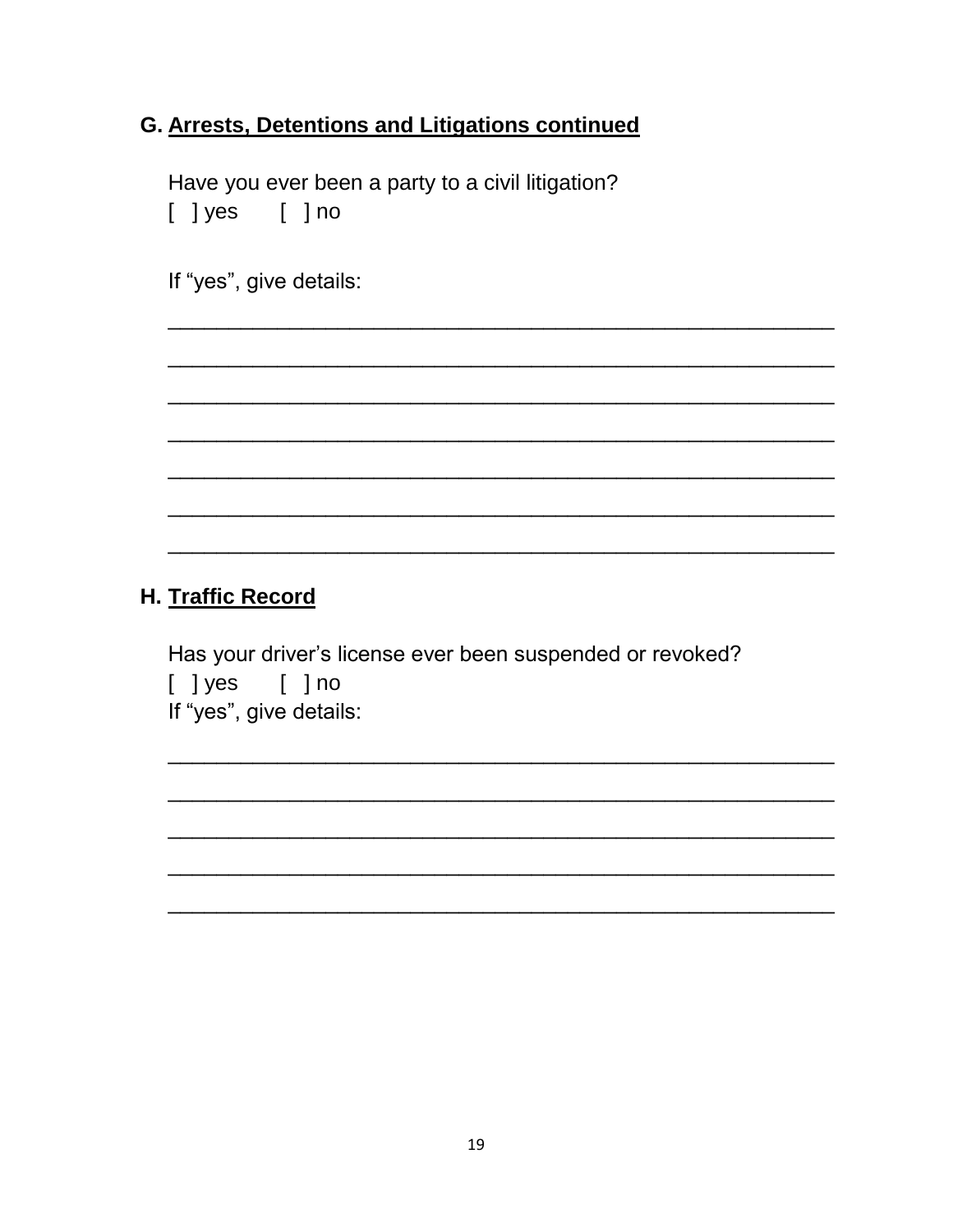## G. <u>Arrests, Detentions and Litigations continued</u>

Have you ever been a party to a civil litigation?
[ ] yes [ ] no

If “yes”, give details:

_____________________________________________________

_____________________________________________________

_____________________________________________________

_____________________________________________________

_____________________________________________________

_____________________________________________________

_____________________________________________________

## H. <u>Traffic Record</u>

Has your driver’s license ever been suspended or revoked?
[ ] yes [ ] no
If “yes”, give details:

_____________________________________________________

_____________________________________________________

_____________________________________________________

_____________________________________________________

_____________________________________________________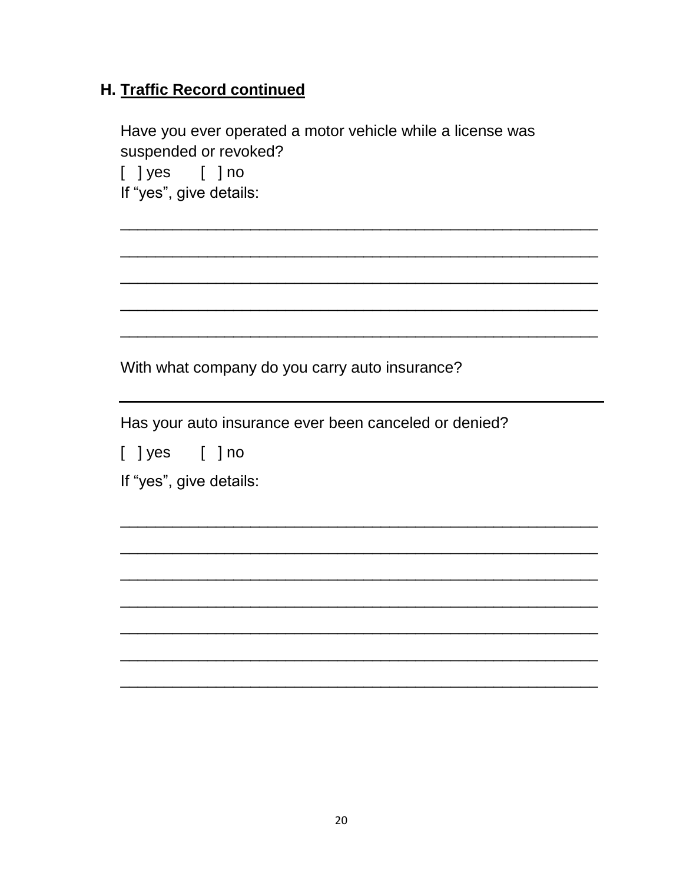## H. **Traffic Record continued**

Have you ever operated a motor vehicle while a license was suspended or revoked?

[ ] yes [ ] no

If "yes", give details:

______________________________________________________

______________________________________________________

______________________________________________________

______________________________________________________

______________________________________________________

With what company do you carry auto insurance?

______________________________________________________

Has your auto insurance ever been canceled or denied?

[ ] yes [ ] no

If "yes", give details:

______________________________________________________

______________________________________________________

______________________________________________________

______________________________________________________

______________________________________________________

______________________________________________________

______________________________________________________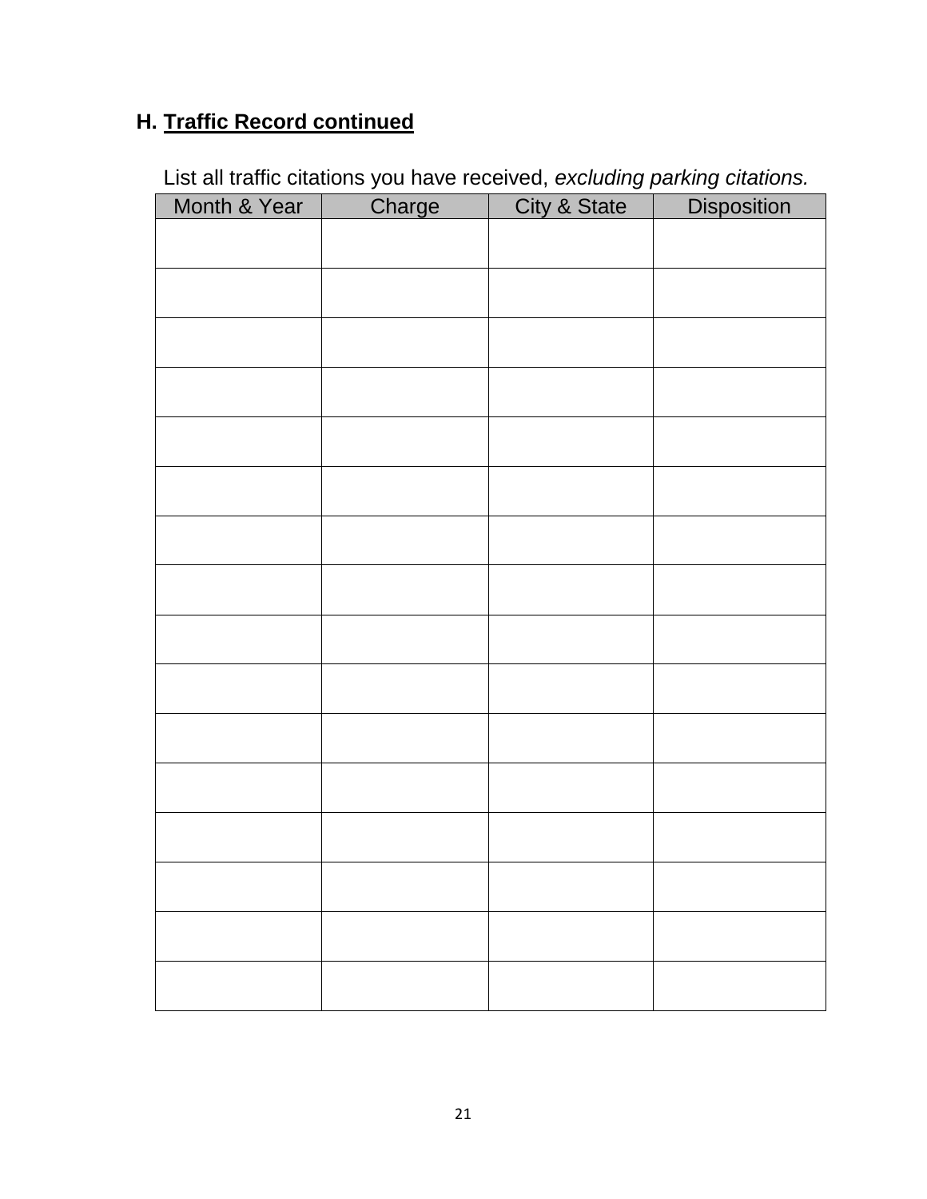## H. <u>**Traffic Record continued**</u>

List all traffic citations you have received, *excluding parking citations.*

| Month & Year | Charge | City & State | Disposition |
|---|---|---|---|
| | | | |
| | | | |
| | | | |
| | | | |
| | | | |
| | | | |
| | | | |
| | | | |
| | | | |
| | | | |
| | | | |
| | | | |
| | | | |
| | | | |
| | | | |
| | | | |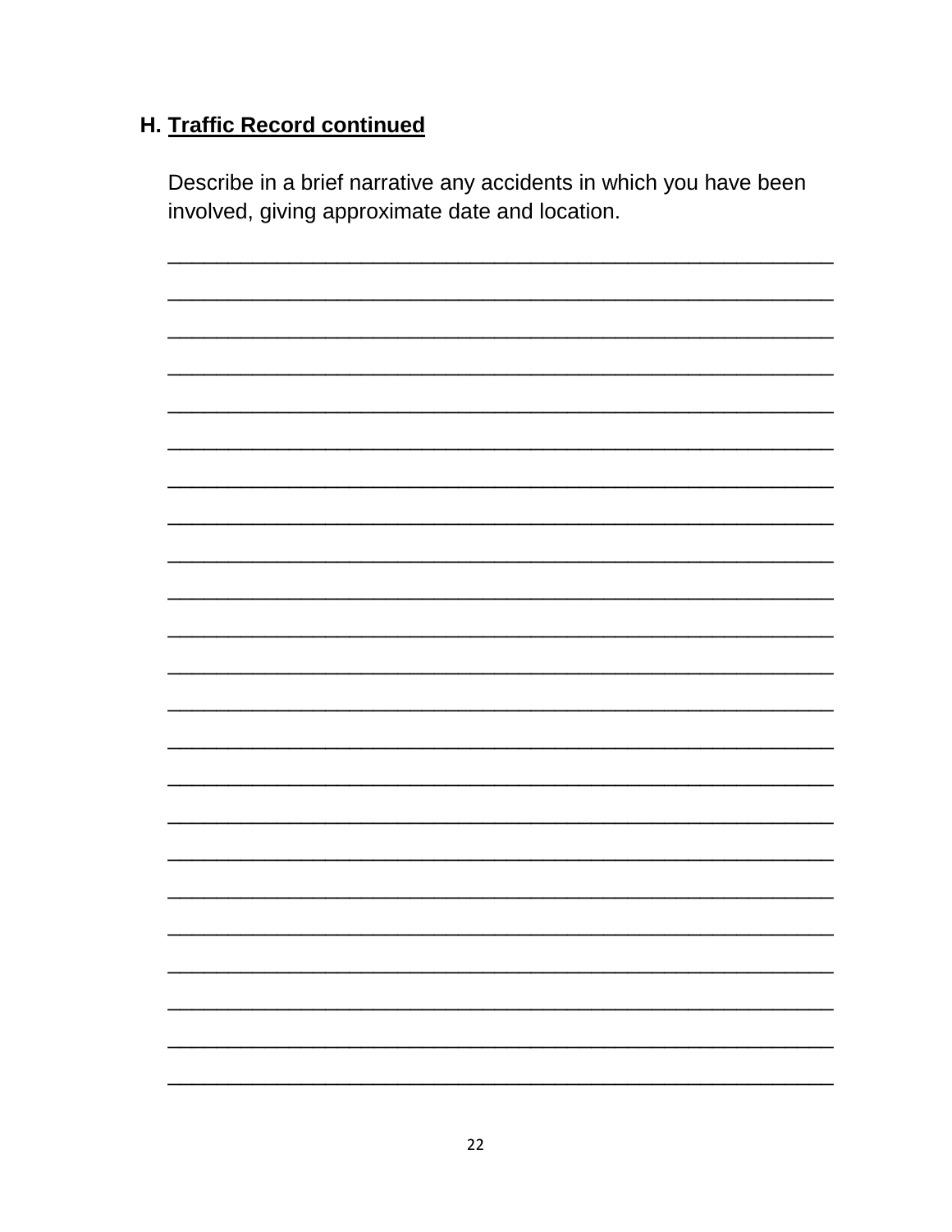### H. **Traffic Record continued**

Describe in a brief narrative any accidents in which you have been involved, giving approximate date and location.

\_\_\_\_\_\_\_\_\_\_\_\_\_\_\_\_\_\_\_\_\_\_\_\_\_\_\_\_\_\_\_\_\_\_\_\_\_\_\_\_\_\_\_\_\_\_\_\_\_\_\_\_

\_\_\_\_\_\_\_\_\_\_\_\_\_\_\_\_\_\_\_\_\_\_\_\_\_\_\_\_\_\_\_\_\_\_\_\_\_\_\_\_\_\_\_\_\_\_\_\_\_\_\_\_

\_\_\_\_\_\_\_\_\_\_\_\_\_\_\_\_\_\_\_\_\_\_\_\_\_\_\_\_\_\_\_\_\_\_\_\_\_\_\_\_\_\_\_\_\_\_\_\_\_\_\_\_

\_\_\_\_\_\_\_\_\_\_\_\_\_\_\_\_\_\_\_\_\_\_\_\_\_\_\_\_\_\_\_\_\_\_\_\_\_\_\_\_\_\_\_\_\_\_\_\_\_\_\_\_

\_\_\_\_\_\_\_\_\_\_\_\_\_\_\_\_\_\_\_\_\_\_\_\_\_\_\_\_\_\_\_\_\_\_\_\_\_\_\_\_\_\_\_\_\_\_\_\_\_\_\_\_

\_\_\_\_\_\_\_\_\_\_\_\_\_\_\_\_\_\_\_\_\_\_\_\_\_\_\_\_\_\_\_\_\_\_\_\_\_\_\_\_\_\_\_\_\_\_\_\_\_\_\_\_

\_\_\_\_\_\_\_\_\_\_\_\_\_\_\_\_\_\_\_\_\_\_\_\_\_\_\_\_\_\_\_\_\_\_\_\_\_\_\_\_\_\_\_\_\_\_\_\_\_\_\_\_

\_\_\_\_\_\_\_\_\_\_\_\_\_\_\_\_\_\_\_\_\_\_\_\_\_\_\_\_\_\_\_\_\_\_\_\_\_\_\_\_\_\_\_\_\_\_\_\_\_\_\_\_

\_\_\_\_\_\_\_\_\_\_\_\_\_\_\_\_\_\_\_\_\_\_\_\_\_\_\_\_\_\_\_\_\_\_\_\_\_\_\_\_\_\_\_\_\_\_\_\_\_\_\_\_

\_\_\_\_\_\_\_\_\_\_\_\_\_\_\_\_\_\_\_\_\_\_\_\_\_\_\_\_\_\_\_\_\_\_\_\_\_\_\_\_\_\_\_\_\_\_\_\_\_\_\_\_

\_\_\_\_\_\_\_\_\_\_\_\_\_\_\_\_\_\_\_\_\_\_\_\_\_\_\_\_\_\_\_\_\_\_\_\_\_\_\_\_\_\_\_\_\_\_\_\_\_\_\_\_

\_\_\_\_\_\_\_\_\_\_\_\_\_\_\_\_\_\_\_\_\_\_\_\_\_\_\_\_\_\_\_\_\_\_\_\_\_\_\_\_\_\_\_\_\_\_\_\_\_\_\_\_

\_\_\_\_\_\_\_\_\_\_\_\_\_\_\_\_\_\_\_\_\_\_\_\_\_\_\_\_\_\_\_\_\_\_\_\_\_\_\_\_\_\_\_\_\_\_\_\_\_\_\_\_

\_\_\_\_\_\_\_\_\_\_\_\_\_\_\_\_\_\_\_\_\_\_\_\_\_\_\_\_\_\_\_\_\_\_\_\_\_\_\_\_\_\_\_\_\_\_\_\_\_\_\_\_

\_\_\_\_\_\_\_\_\_\_\_\_\_\_\_\_\_\_\_\_\_\_\_\_\_\_\_\_\_\_\_\_\_\_\_\_\_\_\_\_\_\_\_\_\_\_\_\_\_\_\_\_

\_\_\_\_\_\_\_\_\_\_\_\_\_\_\_\_\_\_\_\_\_\_\_\_\_\_\_\_\_\_\_\_\_\_\_\_\_\_\_\_\_\_\_\_\_\_\_\_\_\_\_\_

\_\_\_\_\_\_\_\_\_\_\_\_\_\_\_\_\_\_\_\_\_\_\_\_\_\_\_\_\_\_\_\_\_\_\_\_\_\_\_\_\_\_\_\_\_\_\_\_\_\_\_\_

\_\_\_\_\_\_\_\_\_\_\_\_\_\_\_\_\_\_\_\_\_\_\_\_\_\_\_\_\_\_\_\_\_\_\_\_\_\_\_\_\_\_\_\_\_\_\_\_\_\_\_\_

\_\_\_\_\_\_\_\_\_\_\_\_\_\_\_\_\_\_\_\_\_\_\_\_\_\_\_\_\_\_\_\_\_\_\_\_\_\_\_\_\_\_\_\_\_\_\_\_\_\_\_\_

\_\_\_\_\_\_\_\_\_\_\_\_\_\_\_\_\_\_\_\_\_\_\_\_\_\_\_\_\_\_\_\_\_\_\_\_\_\_\_\_\_\_\_\_\_\_\_\_\_\_\_\_

\_\_\_\_\_\_\_\_\_\_\_\_\_\_\_\_\_\_\_\_\_\_\_\_\_\_\_\_\_\_\_\_\_\_\_\_\_\_\_\_\_\_\_\_\_\_\_\_\_\_\_\_

\_\_\_\_\_\_\_\_\_\_\_\_\_\_\_\_\_\_\_\_\_\_\_\_\_\_\_\_\_\_\_\_\_\_\_\_\_\_\_\_\_\_\_\_\_\_\_\_\_\_\_\_

\_\_\_\_\_\_\_\_\_\_\_\_\_\_\_\_\_\_\_\_\_\_\_\_\_\_\_\_\_\_\_\_\_\_\_\_\_\_\_\_\_\_\_\_\_\_\_\_\_\_\_\_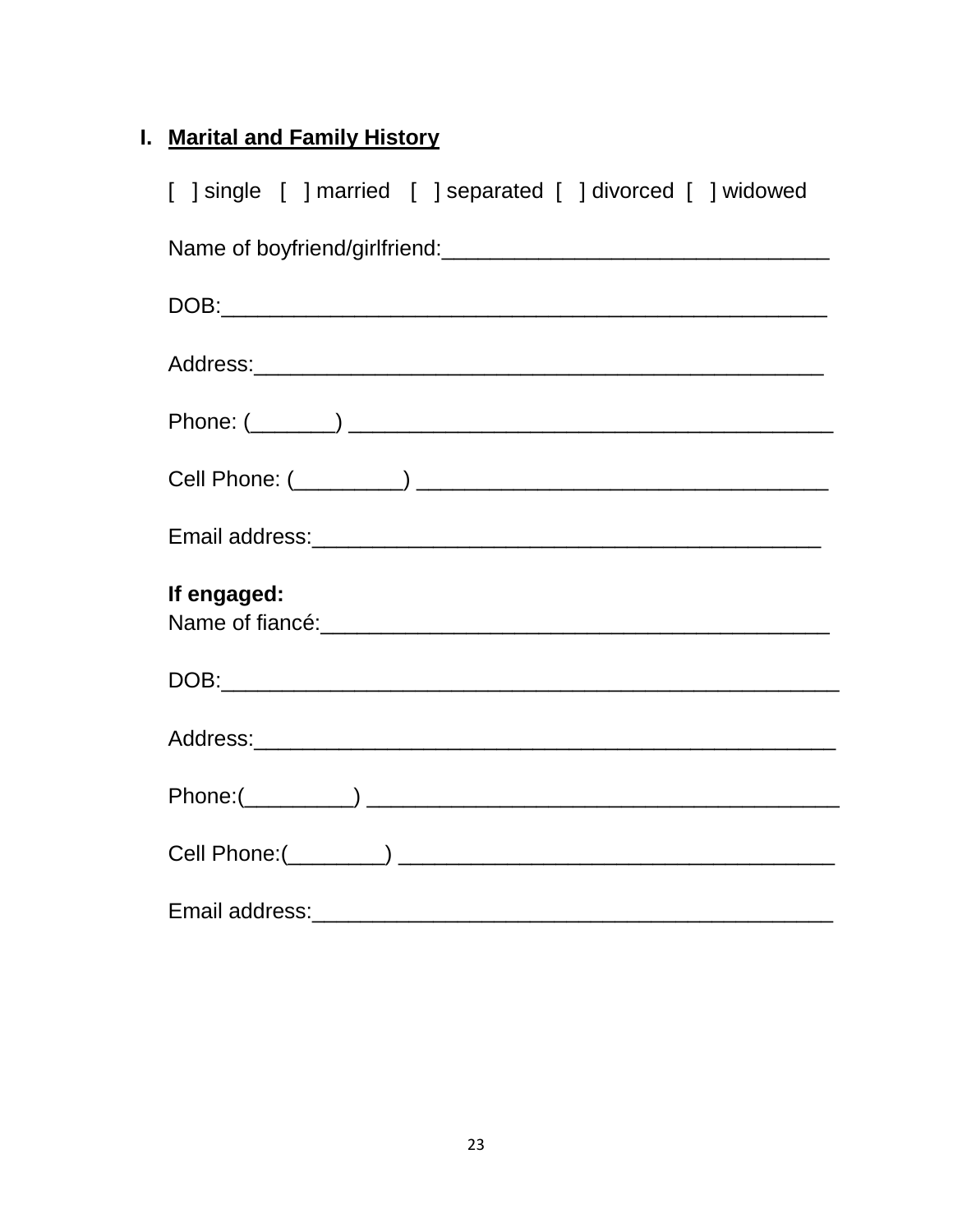## I. Marital and Family History

[ ] single [ ] married [ ] separated [ ] divorced [ ] widowed

Name of boyfriend/girlfriend:_______________________________

DOB:_________________________________________________

Address:_____________________________________________

Phone: (_______) _______________________________________

Cell Phone: (_________) _________________________________

Email address:_________________________________________

**If engaged:**
Name of fiancé:_________________________________________

DOB:__________________________________________________

Address:______________________________________________

Phone:(_________) ______________________________________

Cell Phone:(________) ___________________________________

Email address:__________________________________________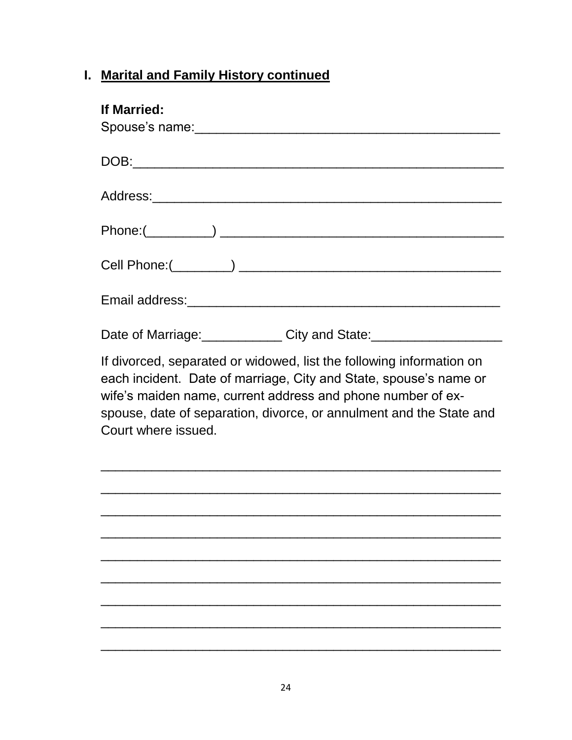## I. Marital and Family History continued

**If Married:**

Spouse's name:________________________________________

DOB:________________________________________________

Address:_____________________________________________

Phone:(_________) _____________________________________

Cell Phone:(________) __________________________________

Email address:_________________________________________

Date of Marriage:___________ City and State:_________________

If divorced, separated or widowed, list the following information on each incident. Date of marriage, City and State, spouse's name or wife's maiden name, current address and phone number of ex-spouse, date of separation, divorce, or annulment and the State and Court where issued.

____________________________________________________

____________________________________________________

____________________________________________________

____________________________________________________

____________________________________________________

____________________________________________________

____________________________________________________

____________________________________________________

____________________________________________________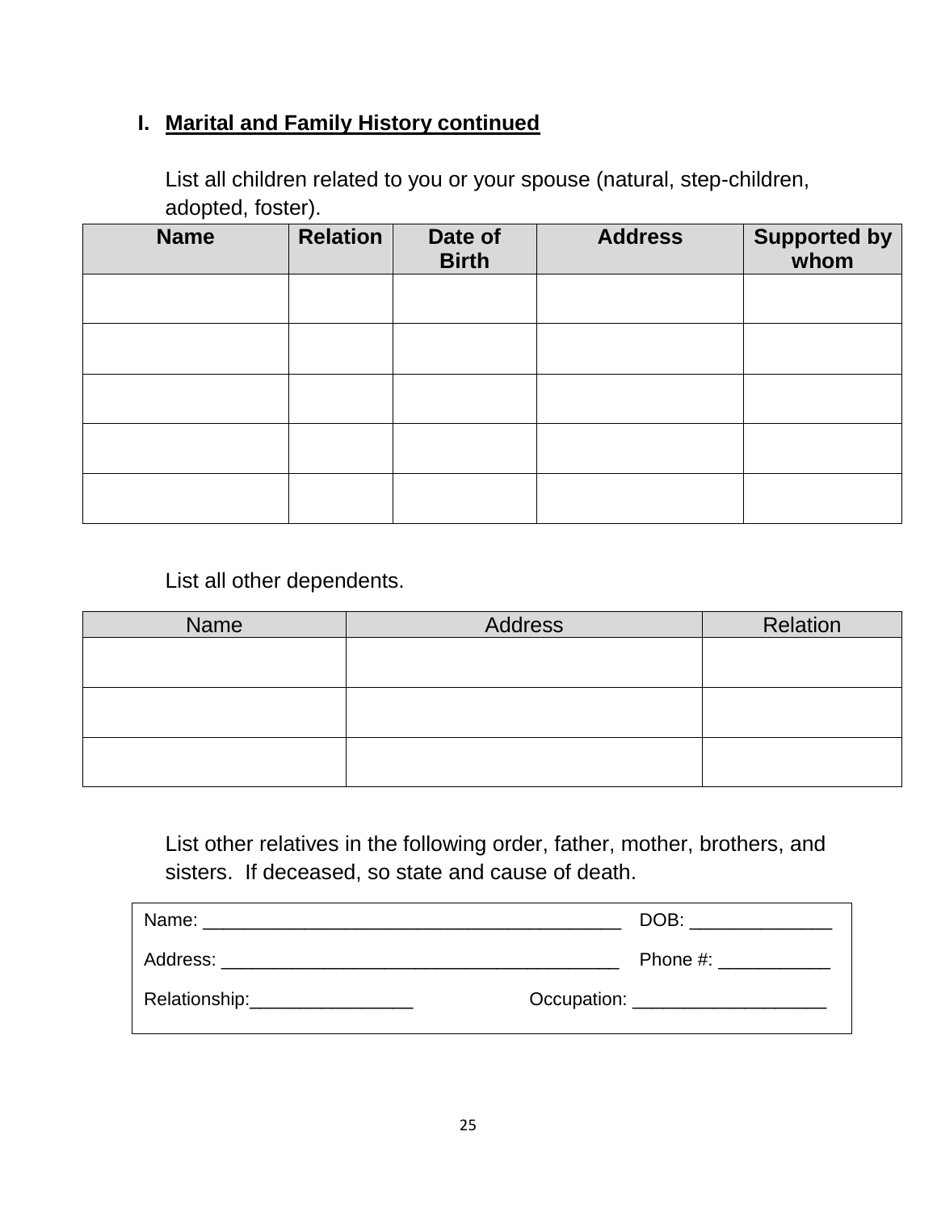## I. Marital and Family History continued

List all children related to you or your spouse (natural, step-children, adopted, foster).

| Name | Relation | Date of Birth | Address | Supported by whom |
|---|---|---|---|---|
| | | | | |
| | | | | |
| | | | | |
| | | | | |
| | | | | |

List all other dependents.

| Name | Address | Relation |
|---|---|---|
| | | |
| | | |
| | | |

List other relatives in the following order, father, mother, brothers, and sisters. If deceased, so state and cause of death.

Name: ________________________________________ DOB: ______________

Address: ______________________________________ Phone #: ___________

Relationship:________________ Occupation: ___________________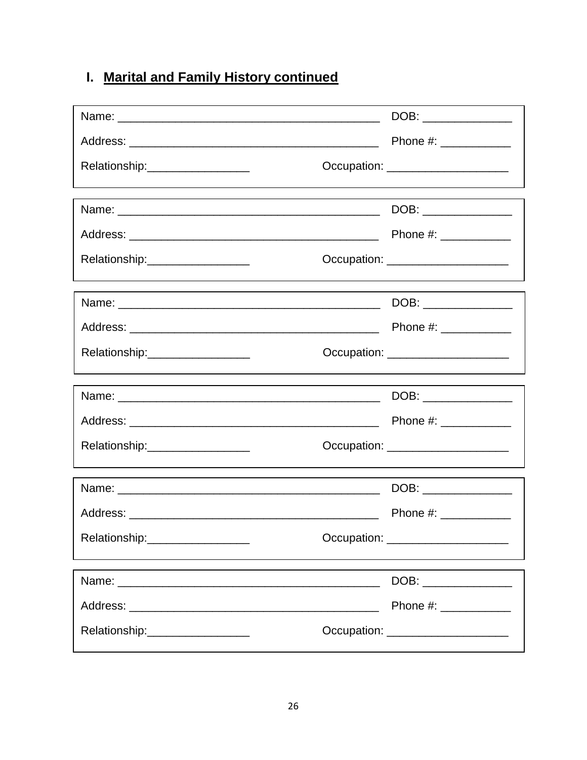## I. Marital and Family History continued

Name: ________________________________________ DOB: ______________

Address: ______________________________________ Phone #: ___________

Relationship:________________ Occupation: ___________________

---

Name: ________________________________________ DOB: ______________

Address: ______________________________________ Phone #: ___________

Relationship:________________ Occupation: ___________________

---

Name: ________________________________________ DOB: ______________

Address: ______________________________________ Phone #: ___________

Relationship:________________ Occupation: ___________________

---

Name: ________________________________________ DOB: ______________

Address: ______________________________________ Phone #: ___________

Relationship:________________ Occupation: ___________________

---

Name: ________________________________________ DOB: ______________

Address: ______________________________________ Phone #: ___________

Relationship:________________ Occupation: ___________________

---

Name: ________________________________________ DOB: ______________

Address: ______________________________________ Phone #: ___________

Relationship:________________ Occupation: ___________________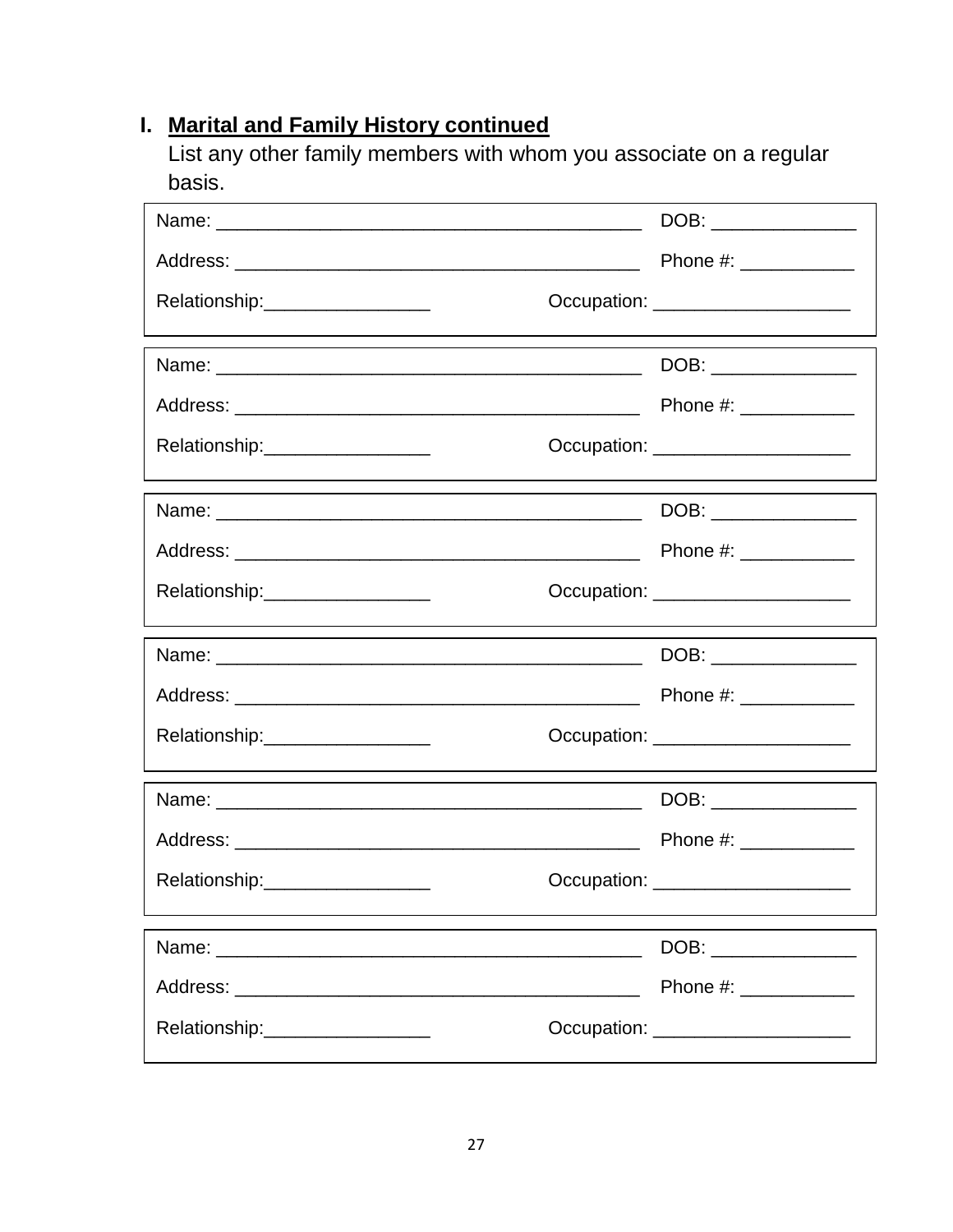## I. Marital and Family History continued

List any other family members with whom you associate on a regular basis.

Name: ________________________________________ DOB: ______________

Address: ______________________________________ Phone #: ___________

Relationship:________________ Occupation: ___________________

---

Name: ________________________________________ DOB: ______________

Address: ______________________________________ Phone #: ___________

Relationship:________________ Occupation: ___________________

---

Name: ________________________________________ DOB: ______________

Address: ______________________________________ Phone #: ___________

Relationship:________________ Occupation: ___________________

---

Name: ________________________________________ DOB: ______________

Address: ______________________________________ Phone #: ___________

Relationship:________________ Occupation: ___________________

---

Name: ________________________________________ DOB: ______________

Address: ______________________________________ Phone #: ___________

Relationship:________________ Occupation: ___________________

---

Name: ________________________________________ DOB: ______________

Address: ______________________________________ Phone #: ___________

Relationship:________________ Occupation: ___________________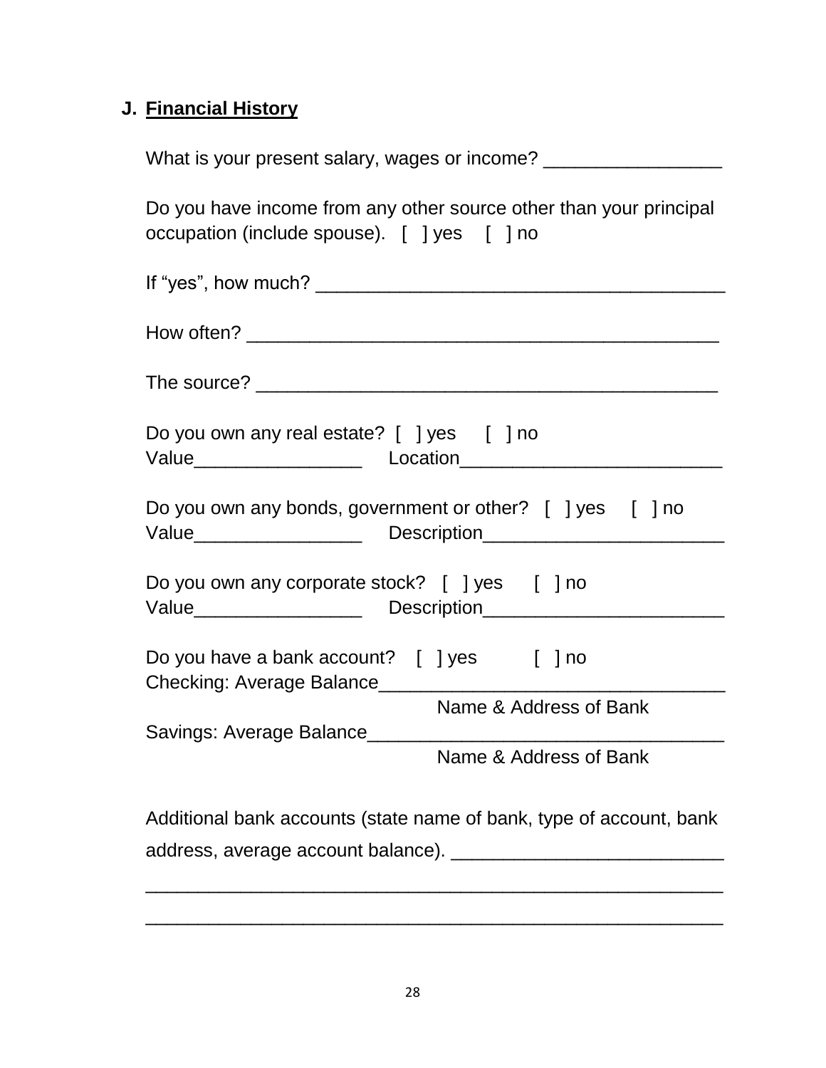## J. Financial History

What is your present salary, wages or income? _________________

Do you have income from any other source other than your principal occupation (include spouse). [ ] yes [ ] no

If "yes", how much? _______________________________________

How often? _____________________________________________

The source? ____________________________________________

Do you own any real estate? [ ] yes [ ] no
Value________________ Location_________________________

Do you own any bonds, government or other? [ ] yes [ ] no
Value________________ Description_______________________

Do you own any corporate stock? [ ] yes [ ] no
Value________________ Description_______________________

Do you have a bank account? [ ] yes [ ] no
Checking: Average Balance_________________________________
Name & Address of Bank
Savings: Average Balance__________________________________
Name & Address of Bank

Additional bank accounts (state name of bank, type of account, bank address, average account balance). __________________________
_______________________________________________________
_______________________________________________________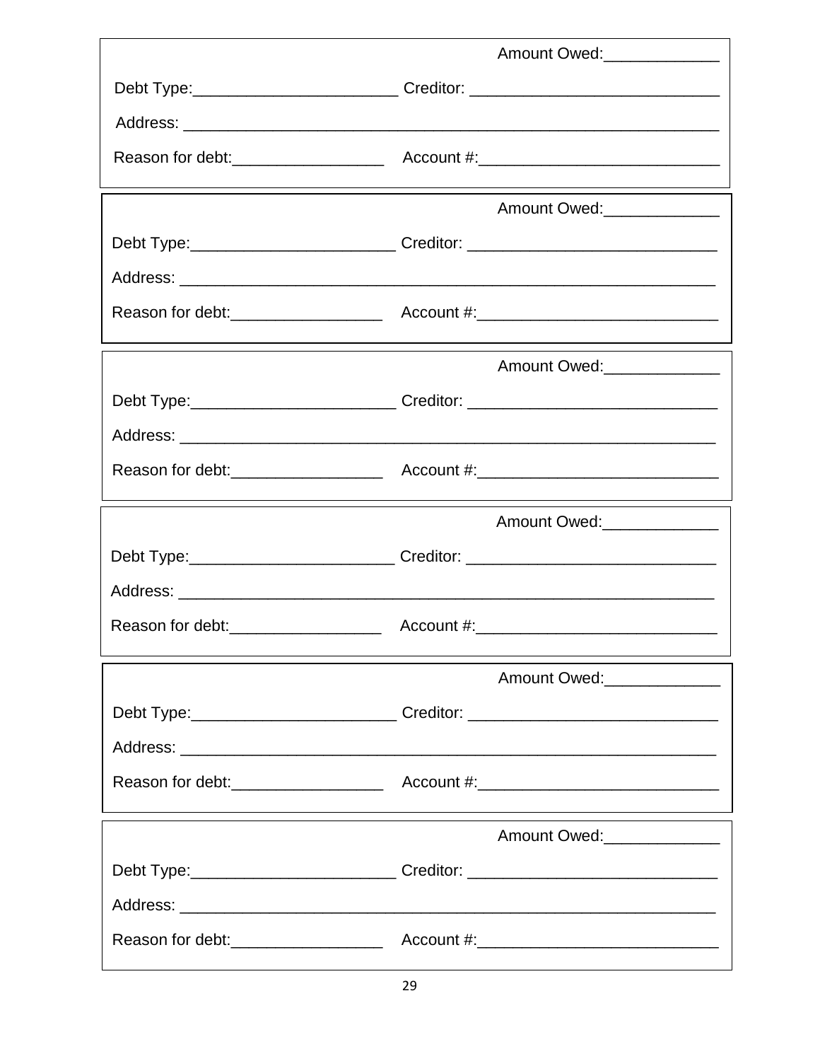Amount Owed:_____________

Debt Type:_______________________ Creditor: ____________________________

Address: ______________________________________________________________

Reason for debt:_________________ Account #:___________________________

---

Amount Owed:_____________

Debt Type:_______________________ Creditor: ____________________________

Address: ______________________________________________________________

Reason for debt:_________________ Account #:___________________________

---

Amount Owed:_____________

Debt Type:_______________________ Creditor: ____________________________

Address: ______________________________________________________________

Reason for debt:_________________ Account #:___________________________

---

Amount Owed:_____________

Debt Type:_______________________ Creditor: ____________________________

Address: ______________________________________________________________

Reason for debt:_________________ Account #:___________________________

---

Amount Owed:_____________

Debt Type:_______________________ Creditor: ____________________________

Address: ______________________________________________________________

Reason for debt:_________________ Account #:___________________________

---

Amount Owed:_____________

Debt Type:_______________________ Creditor: ____________________________

Address: ______________________________________________________________

Reason for debt:_________________ Account #:___________________________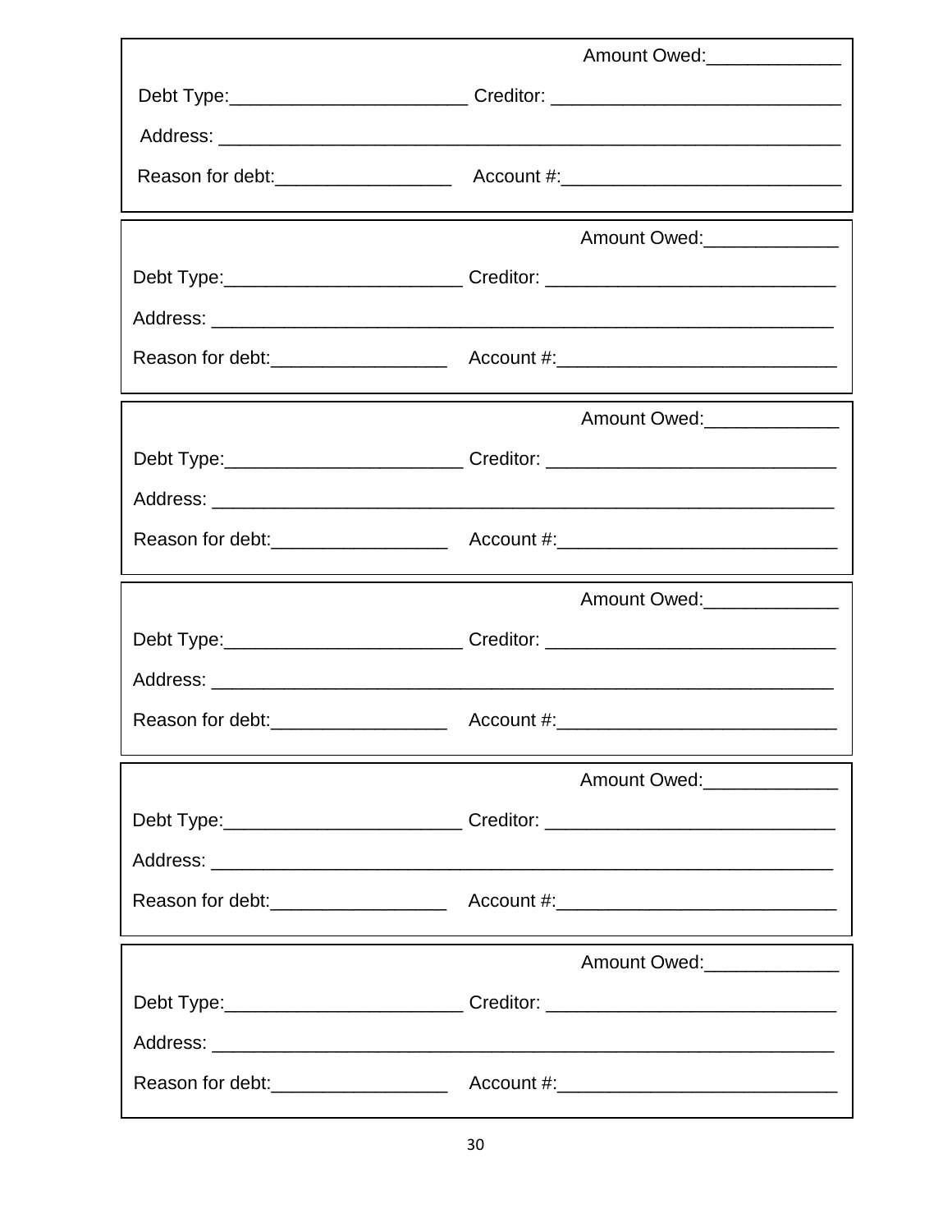Amount Owed:_____________

Debt Type:_______________________ Creditor: ____________________________

Address: ____________________________________________________________

Reason for debt:_________________ Account #:___________________________

---

Amount Owed:_____________

Debt Type:_______________________ Creditor: ____________________________

Address: ____________________________________________________________

Reason for debt:_________________ Account #:___________________________

---

Amount Owed:_____________

Debt Type:_______________________ Creditor: ____________________________

Address: ____________________________________________________________

Reason for debt:_________________ Account #:___________________________

---

Amount Owed:_____________

Debt Type:_______________________ Creditor: ____________________________

Address: ____________________________________________________________

Reason for debt:_________________ Account #:___________________________

---

Amount Owed:_____________

Debt Type:_______________________ Creditor: ____________________________

Address: ____________________________________________________________

Reason for debt:_________________ Account #:___________________________

---

Amount Owed:_____________

Debt Type:_______________________ Creditor: ____________________________

Address: ____________________________________________________________

Reason for debt:_________________ Account #:___________________________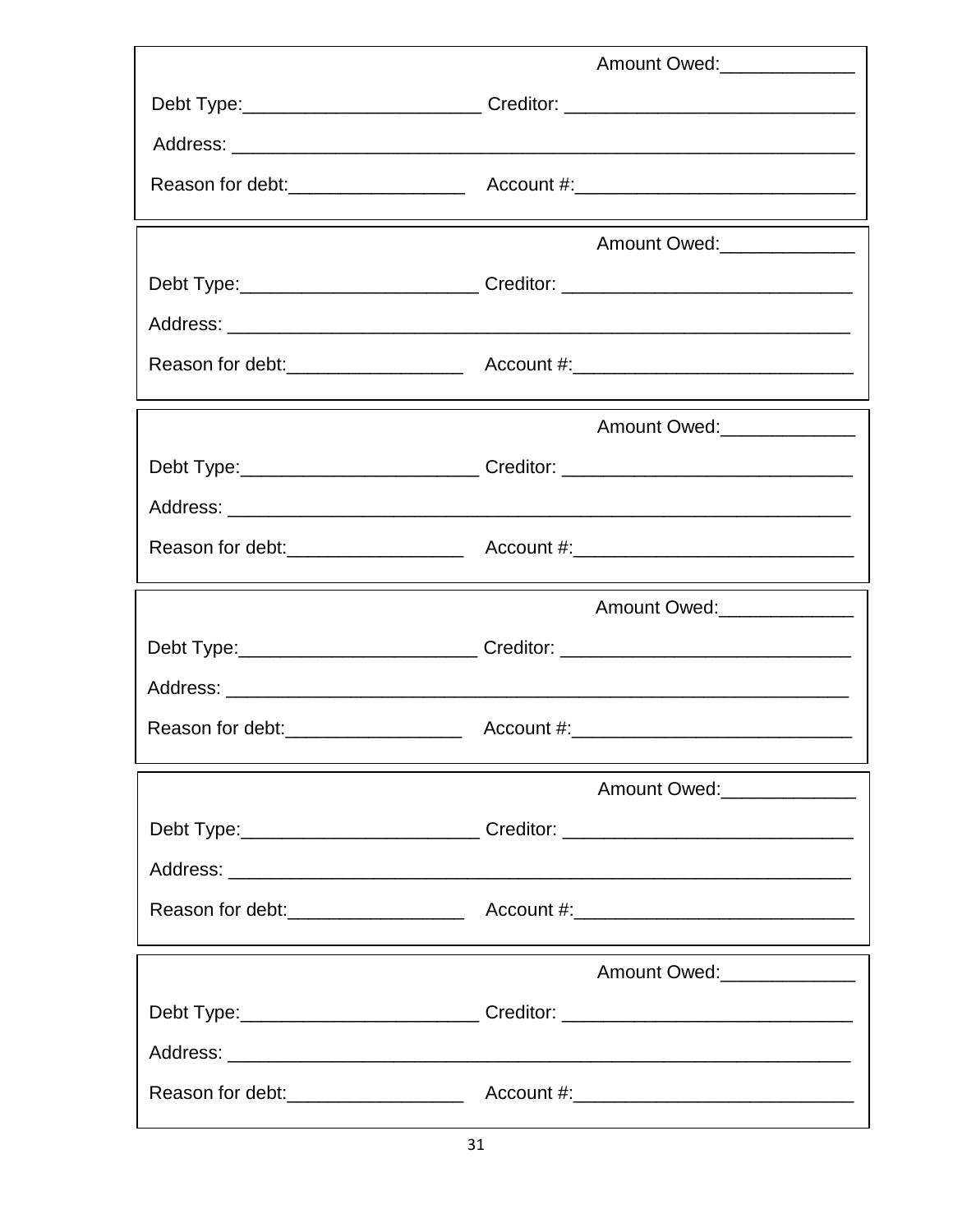Amount Owed:_____________

Debt Type:_______________________ Creditor: ____________________________

Address: ______________________________________________________________

Reason for debt:_________________ Account #:___________________________

---

Amount Owed:_____________

Debt Type:_______________________ Creditor: ____________________________

Address: ______________________________________________________________

Reason for debt:_________________ Account #:___________________________

---

Amount Owed:_____________

Debt Type:_______________________ Creditor: ____________________________

Address: ______________________________________________________________

Reason for debt:_________________ Account #:___________________________

---

Amount Owed:_____________

Debt Type:_______________________ Creditor: ____________________________

Address: ______________________________________________________________

Reason for debt:_________________ Account #:___________________________

---

Amount Owed:_____________

Debt Type:_______________________ Creditor: ____________________________

Address: ______________________________________________________________

Reason for debt:_________________ Account #:___________________________

---

Amount Owed:_____________

Debt Type:_______________________ Creditor: ____________________________

Address: ______________________________________________________________

Reason for debt:_________________ Account #:___________________________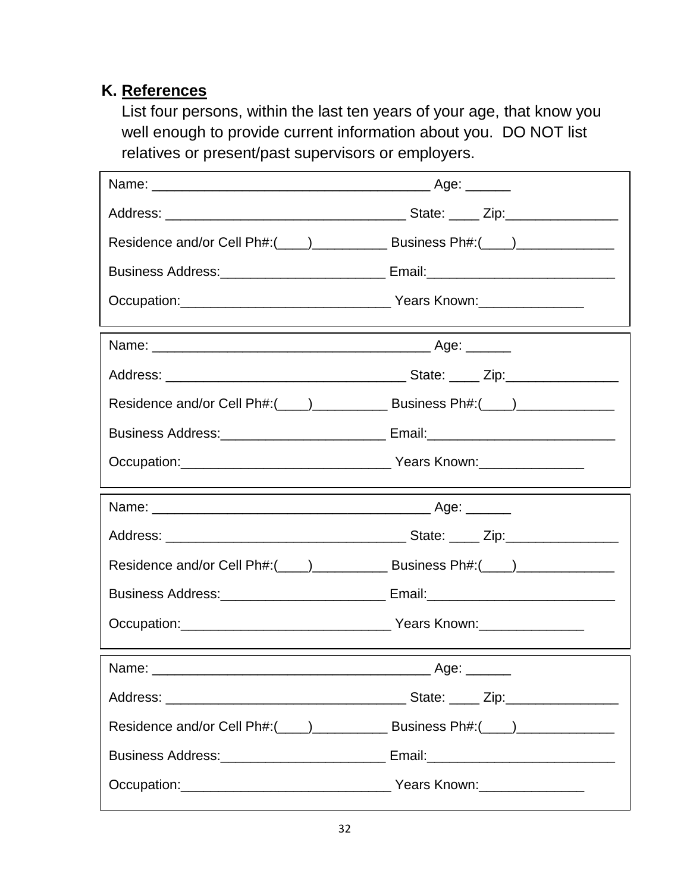## K. References

List four persons, within the last ten years of your age, that know you well enough to provide current information about you. DO NOT list relatives or present/past supervisors or employers.

Name: ____________________________________ Age: ______

Address: ________________________________ State: ____ Zip:_______________

Residence and/or Cell Ph#:(____)__________ Business Ph#:(____)_____________

Business Address:______________________ Email:_________________________

Occupation:____________________________ Years Known:______________

---

Name: ____________________________________ Age: ______

Address: ________________________________ State: ____ Zip:_______________

Residence and/or Cell Ph#:(____)__________ Business Ph#:(____)_____________

Business Address:______________________ Email:_________________________

Occupation:____________________________ Years Known:______________

---

Name: ____________________________________ Age: ______

Address: ________________________________ State: ____ Zip:_______________

Residence and/or Cell Ph#:(____)__________ Business Ph#:(____)_____________

Business Address:______________________ Email:_________________________

Occupation:____________________________ Years Known:______________

---

Name: ____________________________________ Age: ______

Address: ________________________________ State: ____ Zip:_______________

Residence and/or Cell Ph#:(____)__________ Business Ph#:(____)_____________

Business Address:______________________ Email:_________________________

Occupation:____________________________ Years Known:______________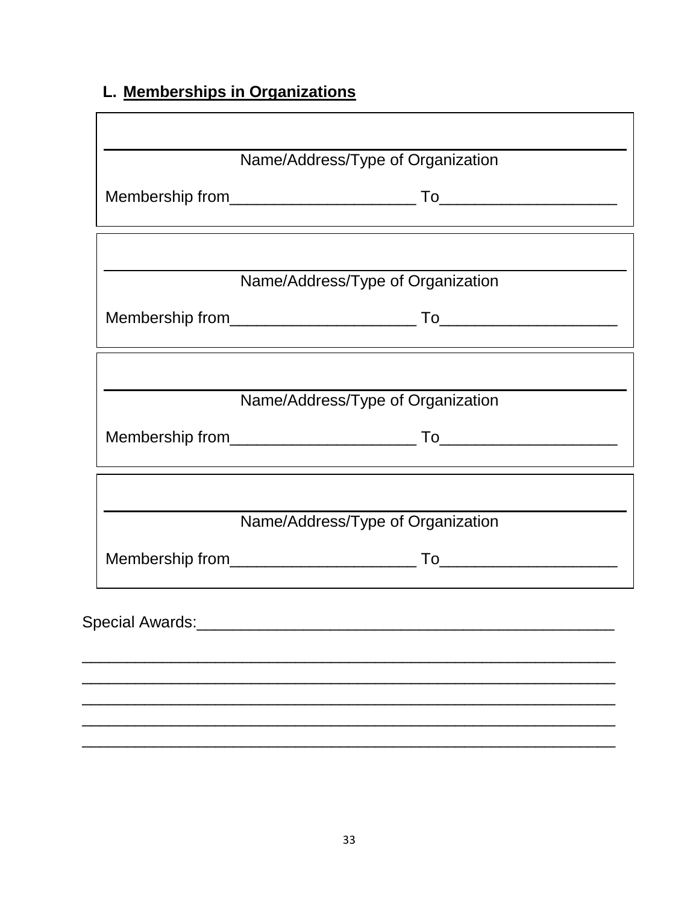## L. **Memberships in Organizations**

______________________________________________________________

Name/Address/Type of Organization

Membership from____________________ To___________________

______________________________________________________________

Name/Address/Type of Organization

Membership from____________________ To___________________

______________________________________________________________

Name/Address/Type of Organization

Membership from____________________ To___________________

______________________________________________________________

Name/Address/Type of Organization

Membership from____________________ To___________________

Special Awards:_______________________________________________

______________________________________________________________

______________________________________________________________

______________________________________________________________

______________________________________________________________

______________________________________________________________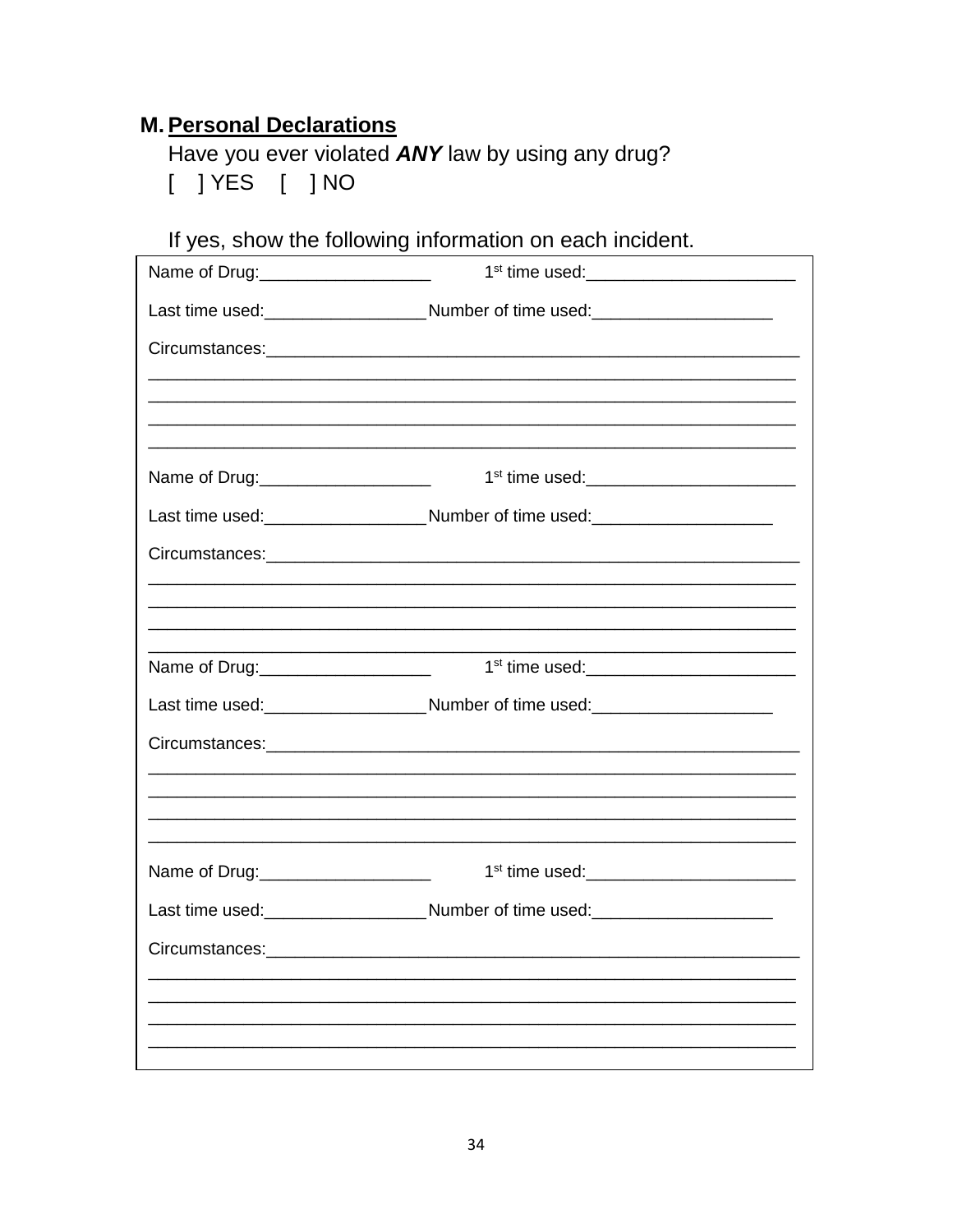## M. Personal Declarations

Have you ever violated ***ANY*** law by using any drug?

[ ] YES [ ] NO

If yes, show the following information on each incident.

Name of Drug:__________________ 1st time used:______________________

Last time used:_________________ Number of time used:___________________

Circumstances:___________________________________________________________

______________________________________________________________________

______________________________________________________________________

______________________________________________________________________

______________________________________________________________________

Name of Drug:__________________ 1st time used:______________________

Last time used:_________________ Number of time used:___________________

Circumstances:___________________________________________________________

______________________________________________________________________

______________________________________________________________________

______________________________________________________________________

______________________________________________________________________

Name of Drug:__________________ 1st time used:______________________

Last time used:_________________ Number of time used:___________________

Circumstances:___________________________________________________________

______________________________________________________________________

______________________________________________________________________

______________________________________________________________________

______________________________________________________________________

Name of Drug:__________________ 1st time used:______________________

Last time used:_________________ Number of time used:___________________

Circumstances:___________________________________________________________

______________________________________________________________________

______________________________________________________________________

______________________________________________________________________

______________________________________________________________________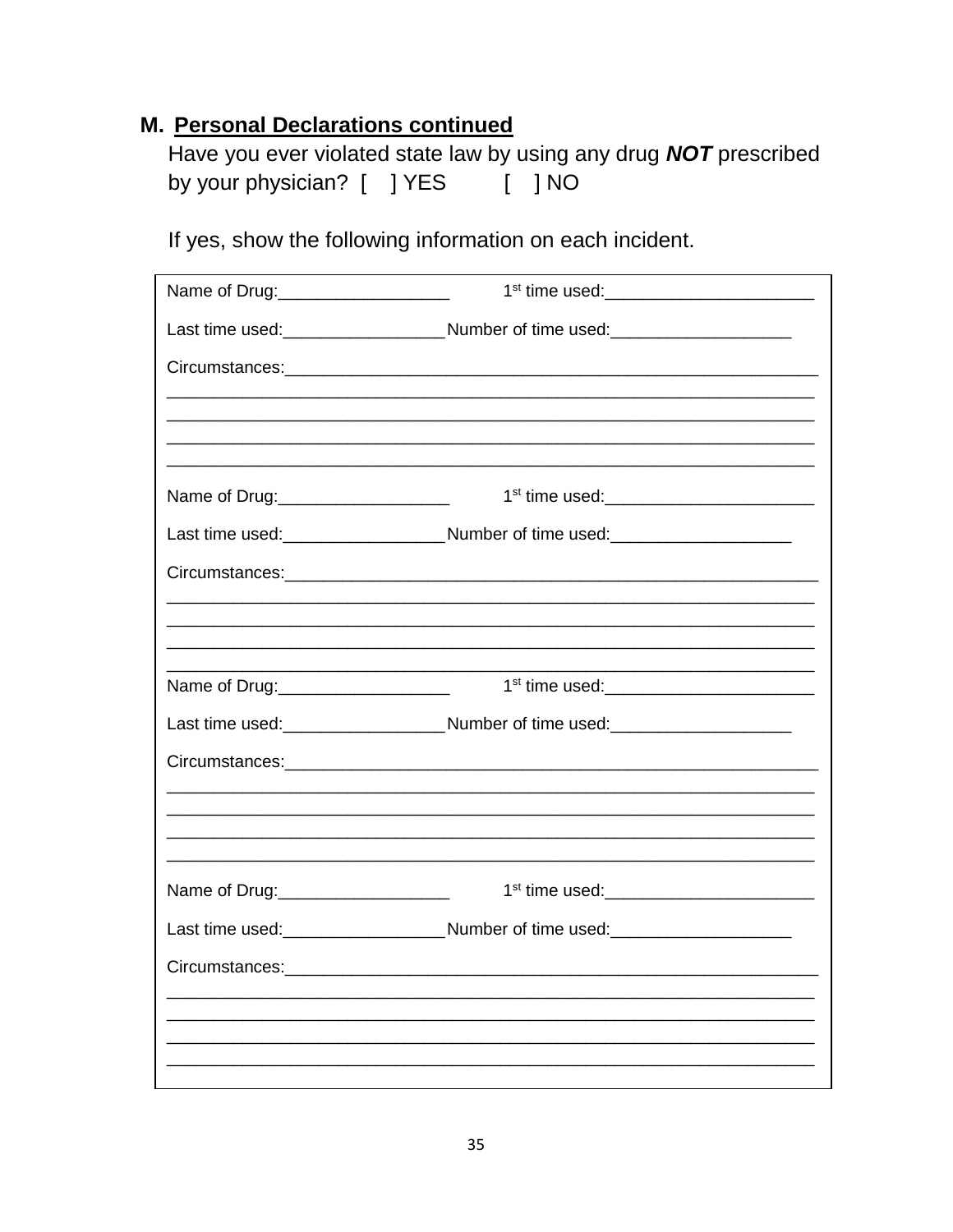## M. Personal Declarations continued

Have you ever violated state law by using any drug ***NOT*** prescribed by your physician? [ ] YES [ ] NO

If yes, show the following information on each incident.

Name of Drug:__________________ 1st time used:______________________

Last time used:_________________ Number of time used:___________________

Circumstances:___________________________________________________________
_____________________________________________________________________
_____________________________________________________________________
_____________________________________________________________________
_____________________________________________________________________

Name of Drug:__________________ 1st time used:______________________

Last time used:_________________ Number of time used:___________________

Circumstances:___________________________________________________________
_____________________________________________________________________
_____________________________________________________________________
_____________________________________________________________________
_____________________________________________________________________

Name of Drug:__________________ 1st time used:______________________

Last time used:_________________ Number of time used:___________________

Circumstances:___________________________________________________________
_____________________________________________________________________
_____________________________________________________________________
_____________________________________________________________________
_____________________________________________________________________

Name of Drug:__________________ 1st time used:______________________

Last time used:_________________ Number of time used:___________________

Circumstances:___________________________________________________________
_____________________________________________________________________
_____________________________________________________________________
_____________________________________________________________________
_____________________________________________________________________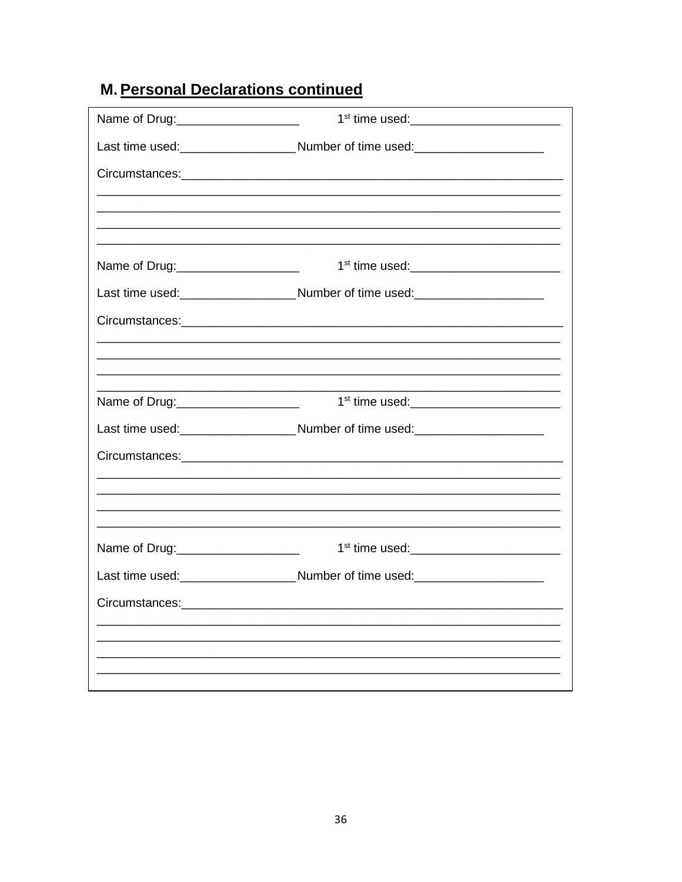## M. Personal Declarations continued

Name of Drug:__________________ 1st time used:______________________

Last time used:_________________ Number of time used:___________________

Circumstances:_________________________________________________________
_____________________________________________________________________
_____________________________________________________________________
_____________________________________________________________________
_____________________________________________________________________

Name of Drug:__________________ 1st time used:______________________

Last time used:_________________ Number of time used:___________________

Circumstances:_________________________________________________________
_____________________________________________________________________
_____________________________________________________________________
_____________________________________________________________________
_____________________________________________________________________

Name of Drug:__________________ 1st time used:______________________

Last time used:_________________ Number of time used:___________________

Circumstances:_________________________________________________________
_____________________________________________________________________
_____________________________________________________________________
_____________________________________________________________________
_____________________________________________________________________

Name of Drug:__________________ 1st time used:______________________

Last time used:_________________ Number of time used:___________________

Circumstances:_________________________________________________________
_____________________________________________________________________
_____________________________________________________________________
_____________________________________________________________________
_____________________________________________________________________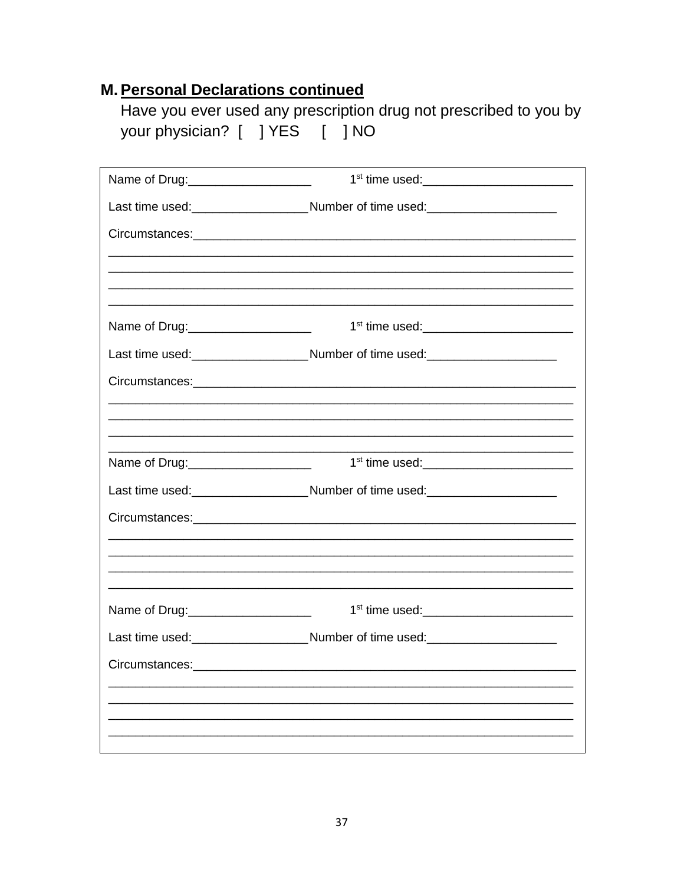## M. Personal Declarations continued

Have you ever used any prescription drug not prescribed to you by your physician? [ ] YES [ ] NO

Name of Drug:__________________ 1st time used:______________________

Last time used:_________________Number of time used:___________________

Circumstances:__________________________________________________________

______________________________________________________________________

______________________________________________________________________

______________________________________________________________________

______________________________________________________________________

Name of Drug:__________________ 1st time used:______________________

Last time used:_________________Number of time used:___________________

Circumstances:__________________________________________________________

______________________________________________________________________

______________________________________________________________________

______________________________________________________________________

______________________________________________________________________

Name of Drug:__________________ 1st time used:______________________

Last time used:_________________Number of time used:___________________

Circumstances:__________________________________________________________

______________________________________________________________________

______________________________________________________________________

______________________________________________________________________

______________________________________________________________________

Name of Drug:__________________ 1st time used:______________________

Last time used:_________________Number of time used:___________________

Circumstances:__________________________________________________________

______________________________________________________________________

______________________________________________________________________

______________________________________________________________________

______________________________________________________________________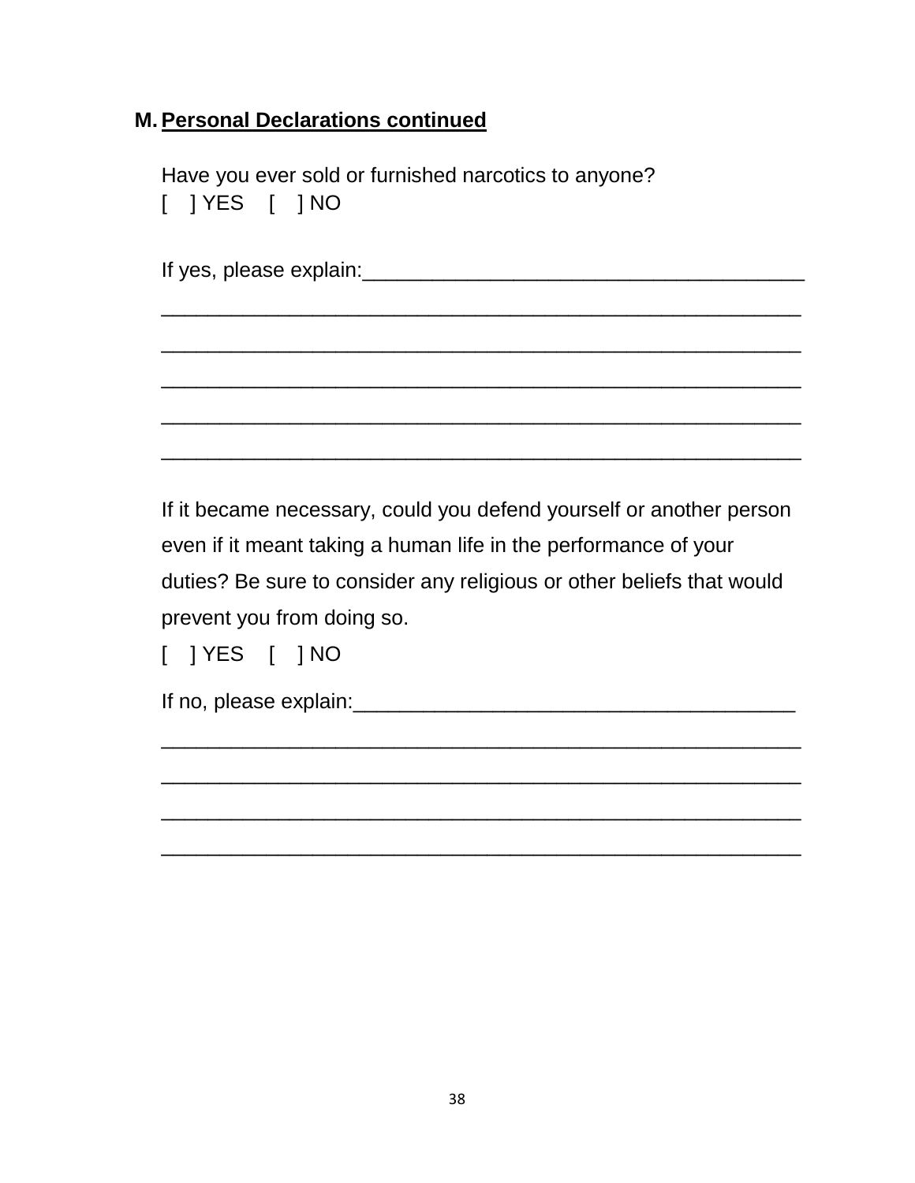**M. Personal Declarations continued**

Have you ever sold or furnished narcotics to anyone?
[ ] YES [ ] NO

If yes, please explain:______________________________________
________________________________________________________
________________________________________________________
________________________________________________________
________________________________________________________
________________________________________________________

If it became necessary, could you defend yourself or another person even if it meant taking a human life in the performance of your duties? Be sure to consider any religious or other beliefs that would prevent you from doing so.
[ ] YES [ ] NO

If no, please explain:______________________________________
________________________________________________________
________________________________________________________
________________________________________________________
________________________________________________________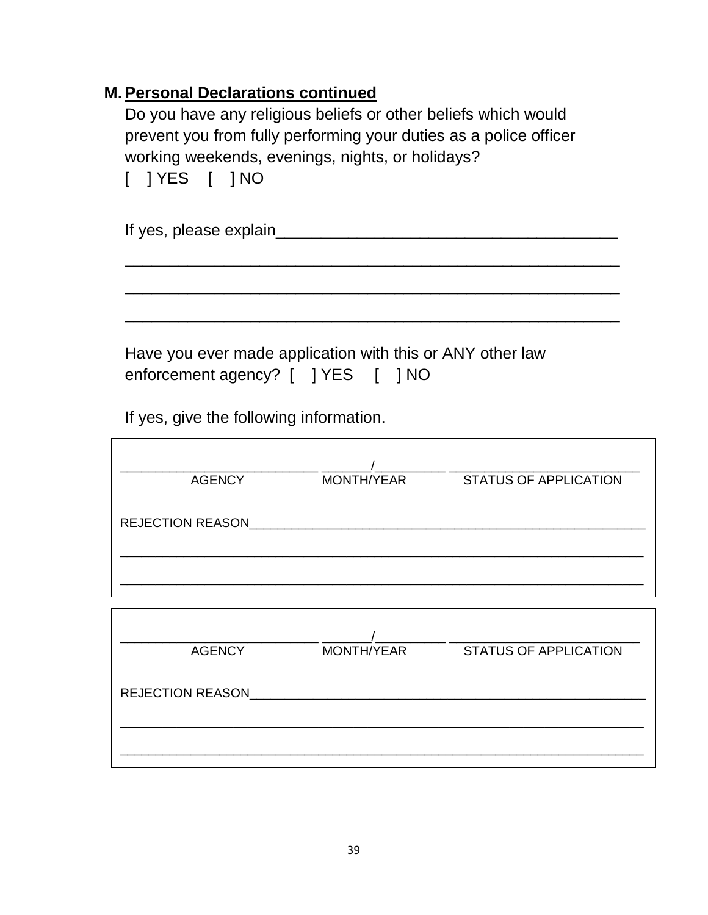## M. Personal Declarations continued

Do you have any religious beliefs or other beliefs which would prevent you from fully performing your duties as a police officer working weekends, evenings, nights, or holidays?

[ ] YES [ ] NO

If yes, please explain_______________________________________

_________________________________________________________

_________________________________________________________

_________________________________________________________

Have you ever made application with this or ANY other law enforcement agency? [ ] YES [ ] NO

If yes, give the following information.

_________________________ ______/_________ _________________________
AGENCY MONTH/YEAR STATUS OF APPLICATION

REJECTION REASON_______________________________________________________

_____________________________________________________________________

_____________________________________________________________________

_________________________ ______/_________ _________________________
AGENCY MONTH/YEAR STATUS OF APPLICATION

REJECTION REASON_______________________________________________________

_____________________________________________________________________

_____________________________________________________________________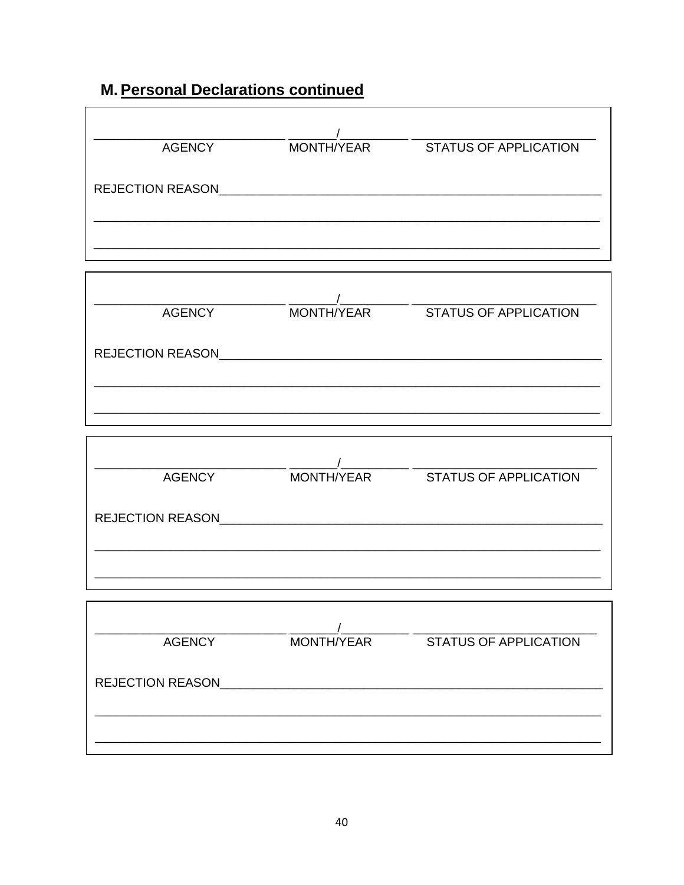## M. Personal Declarations continued

\_\_\_\_\_\_\_\_\_\_\_\_\_\_\_\_\_\_\_\_\_\_\_\_\_\_ \_\_\_\_\_\_\_/\_\_\_\_\_\_\_\_\_\_ \_\_\_\_\_\_\_\_\_\_\_\_\_\_\_\_\_\_\_\_\_\_\_\_\_\_
AGENCY MONTH/YEAR STATUS OF APPLICATION

REJECTION REASON\_\_\_\_\_\_\_\_\_\_\_\_\_\_\_\_\_\_\_\_\_\_\_\_\_\_\_\_\_\_\_\_\_\_\_\_\_\_\_\_\_\_\_\_\_\_\_\_\_\_\_\_\_\_\_\_

\_\_\_\_\_\_\_\_\_\_\_\_\_\_\_\_\_\_\_\_\_\_\_\_\_\_\_\_\_\_\_\_\_\_\_\_\_\_\_\_\_\_\_\_\_\_\_\_\_\_\_\_\_\_\_\_\_\_\_\_\_\_\_\_\_\_\_\_\_\_

\_\_\_\_\_\_\_\_\_\_\_\_\_\_\_\_\_\_\_\_\_\_\_\_\_\_\_\_\_\_\_\_\_\_\_\_\_\_\_\_\_\_\_\_\_\_\_\_\_\_\_\_\_\_\_\_\_\_\_\_\_\_\_\_\_\_\_\_\_\_

---

\_\_\_\_\_\_\_\_\_\_\_\_\_\_\_\_\_\_\_\_\_\_\_\_\_\_ \_\_\_\_\_\_\_/\_\_\_\_\_\_\_\_\_\_ \_\_\_\_\_\_\_\_\_\_\_\_\_\_\_\_\_\_\_\_\_\_\_\_\_\_
AGENCY MONTH/YEAR STATUS OF APPLICATION

REJECTION REASON\_\_\_\_\_\_\_\_\_\_\_\_\_\_\_\_\_\_\_\_\_\_\_\_\_\_\_\_\_\_\_\_\_\_\_\_\_\_\_\_\_\_\_\_\_\_\_\_\_\_\_\_\_\_\_\_

\_\_\_\_\_\_\_\_\_\_\_\_\_\_\_\_\_\_\_\_\_\_\_\_\_\_\_\_\_\_\_\_\_\_\_\_\_\_\_\_\_\_\_\_\_\_\_\_\_\_\_\_\_\_\_\_\_\_\_\_\_\_\_\_\_\_\_\_\_\_

\_\_\_\_\_\_\_\_\_\_\_\_\_\_\_\_\_\_\_\_\_\_\_\_\_\_\_\_\_\_\_\_\_\_\_\_\_\_\_\_\_\_\_\_\_\_\_\_\_\_\_\_\_\_\_\_\_\_\_\_\_\_\_\_\_\_\_\_\_\_

---

\_\_\_\_\_\_\_\_\_\_\_\_\_\_\_\_\_\_\_\_\_\_\_\_\_\_ \_\_\_\_\_\_\_/\_\_\_\_\_\_\_\_\_\_ \_\_\_\_\_\_\_\_\_\_\_\_\_\_\_\_\_\_\_\_\_\_\_\_\_\_
AGENCY MONTH/YEAR STATUS OF APPLICATION

REJECTION REASON\_\_\_\_\_\_\_\_\_\_\_\_\_\_\_\_\_\_\_\_\_\_\_\_\_\_\_\_\_\_\_\_\_\_\_\_\_\_\_\_\_\_\_\_\_\_\_\_\_\_\_\_\_\_\_\_

\_\_\_\_\_\_\_\_\_\_\_\_\_\_\_\_\_\_\_\_\_\_\_\_\_\_\_\_\_\_\_\_\_\_\_\_\_\_\_\_\_\_\_\_\_\_\_\_\_\_\_\_\_\_\_\_\_\_\_\_\_\_\_\_\_\_\_\_\_\_

\_\_\_\_\_\_\_\_\_\_\_\_\_\_\_\_\_\_\_\_\_\_\_\_\_\_\_\_\_\_\_\_\_\_\_\_\_\_\_\_\_\_\_\_\_\_\_\_\_\_\_\_\_\_\_\_\_\_\_\_\_\_\_\_\_\_\_\_\_\_

---

\_\_\_\_\_\_\_\_\_\_\_\_\_\_\_\_\_\_\_\_\_\_\_\_\_\_ \_\_\_\_\_\_\_/\_\_\_\_\_\_\_\_\_\_ \_\_\_\_\_\_\_\_\_\_\_\_\_\_\_\_\_\_\_\_\_\_\_\_\_\_
AGENCY MONTH/YEAR STATUS OF APPLICATION

REJECTION REASON\_\_\_\_\_\_\_\_\_\_\_\_\_\_\_\_\_\_\_\_\_\_\_\_\_\_\_\_\_\_\_\_\_\_\_\_\_\_\_\_\_\_\_\_\_\_\_\_\_\_\_\_\_\_\_\_

\_\_\_\_\_\_\_\_\_\_\_\_\_\_\_\_\_\_\_\_\_\_\_\_\_\_\_\_\_\_\_\_\_\_\_\_\_\_\_\_\_\_\_\_\_\_\_\_\_\_\_\_\_\_\_\_\_\_\_\_\_\_\_\_\_\_\_\_\_\_

\_\_\_\_\_\_\_\_\_\_\_\_\_\_\_\_\_\_\_\_\_\_\_\_\_\_\_\_\_\_\_\_\_\_\_\_\_\_\_\_\_\_\_\_\_\_\_\_\_\_\_\_\_\_\_\_\_\_\_\_\_\_\_\_\_\_\_\_\_\_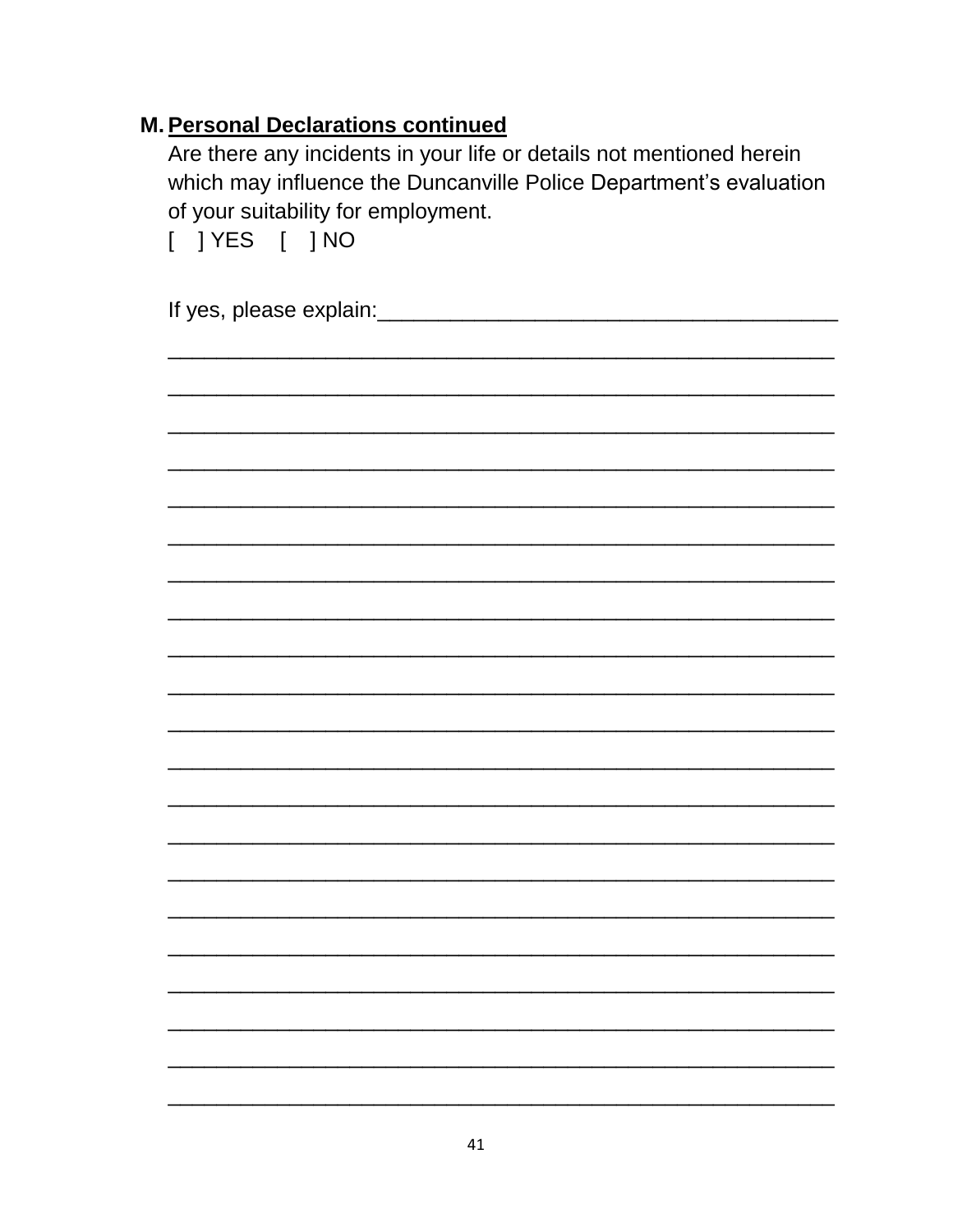**M. Personal Declarations continued**

Are there any incidents in your life or details not mentioned herein which may influence the Duncanville Police Department's evaluation of your suitability for employment.

[ ] YES [ ] NO

If yes, please explain:_______________________________________

_________________________________________________________

_________________________________________________________

_________________________________________________________

_________________________________________________________

_________________________________________________________

_________________________________________________________

_________________________________________________________

_________________________________________________________

_________________________________________________________

_________________________________________________________

_________________________________________________________

_________________________________________________________

_________________________________________________________

_________________________________________________________

_________________________________________________________

_________________________________________________________

_________________________________________________________

_________________________________________________________

_________________________________________________________

_________________________________________________________

_________________________________________________________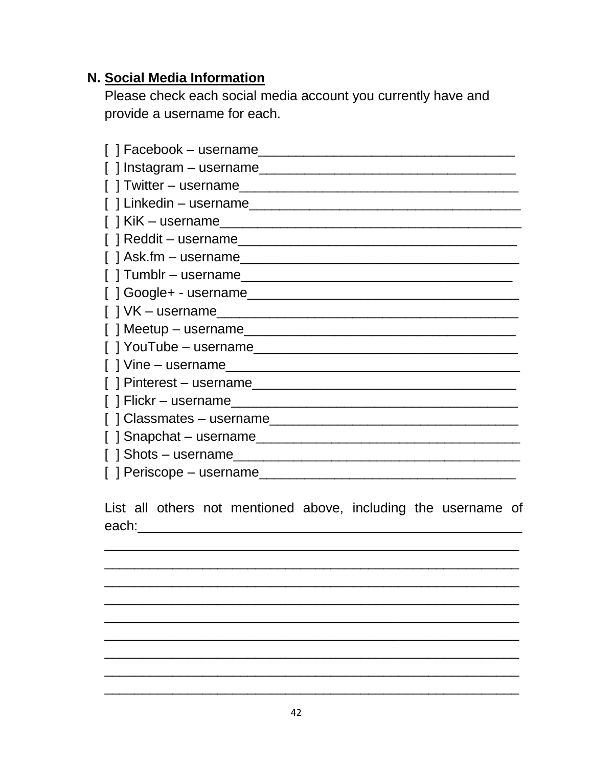**N. Social Media Information**

Please check each social media account you currently have and provide a username for each.

[ ] Facebook – username__________________________________
[ ] Instagram – username_________________________________
[ ] Twitter – username____________________________________
[ ] Linkedin – username___________________________________
[ ] KiK – username_______________________________________
[ ] Reddit – username_____________________________________
[ ] Ask.fm – username_____________________________________
[ ] Tumblr – username____________________________________
[ ] Google+ - username____________________________________
[ ] VK – username________________________________________
[ ] Meetup – username____________________________________
[ ] YouTube – username___________________________________
[ ] Vine – username_______________________________________
[ ] Pinterest – username___________________________________
[ ] Flickr – username______________________________________
[ ] Classmates – username_________________________________
[ ] Snapchat – username___________________________________
[ ] Shots – username______________________________________
[ ] Periscope – username__________________________________

List all others not mentioned above, including the username of each:____________________________________________________
_______________________________________________________
_______________________________________________________
_______________________________________________________
_______________________________________________________
_______________________________________________________
_______________________________________________________
_______________________________________________________
_______________________________________________________
_______________________________________________________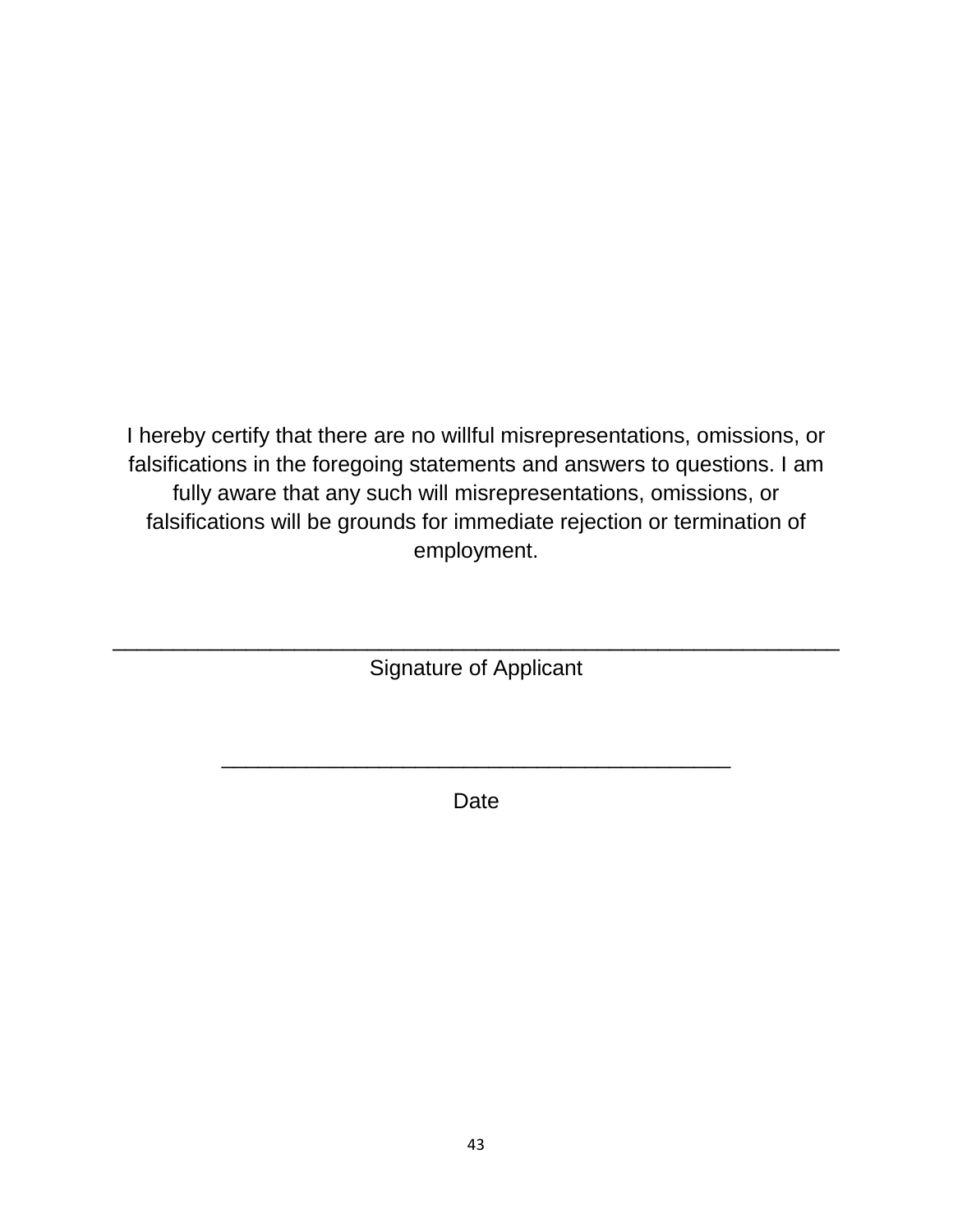I hereby certify that there are no willful misrepresentations, omissions, or falsifications in the foregoing statements and answers to questions. I am fully aware that any such will misrepresentations, omissions, or falsifications will be grounds for immediate rejection or termination of employment.

_______________________________________________________________

Signature of Applicant

____________________________________________

Date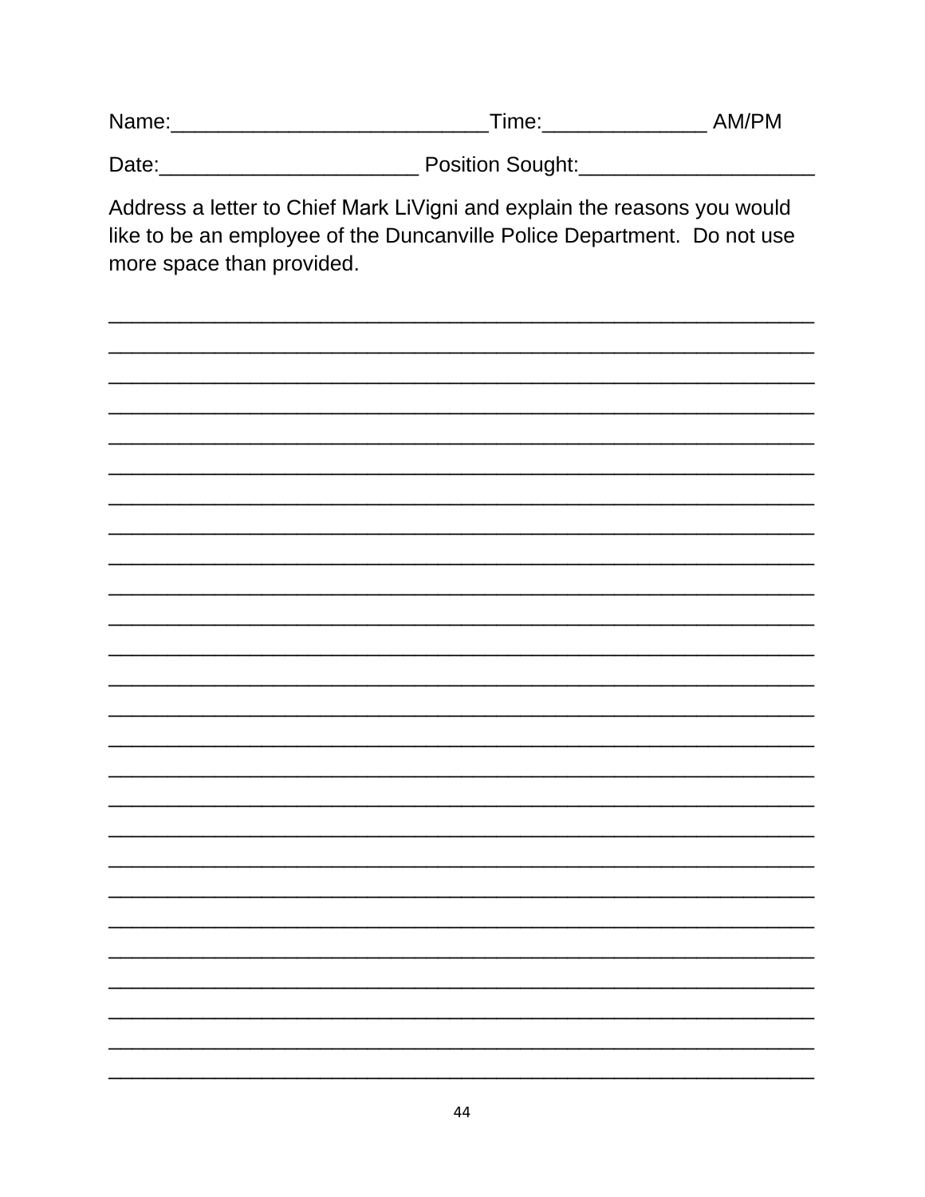Name:___________________________Time:______________ AM/PM

Date:______________________ Position Sought:____________________

Address a letter to Chief Mark LiVigni and explain the reasons you would like to be an employee of the Duncanville Police Department. Do not use more space than provided.

_____________________________________________________________

_____________________________________________________________

_____________________________________________________________

_____________________________________________________________

_____________________________________________________________

_____________________________________________________________

_____________________________________________________________

_____________________________________________________________

_____________________________________________________________

_____________________________________________________________

_____________________________________________________________

_____________________________________________________________

_____________________________________________________________

_____________________________________________________________

_____________________________________________________________

_____________________________________________________________

_____________________________________________________________

_____________________________________________________________

_____________________________________________________________

_____________________________________________________________

_____________________________________________________________

_____________________________________________________________

_____________________________________________________________

_____________________________________________________________

_____________________________________________________________

_____________________________________________________________